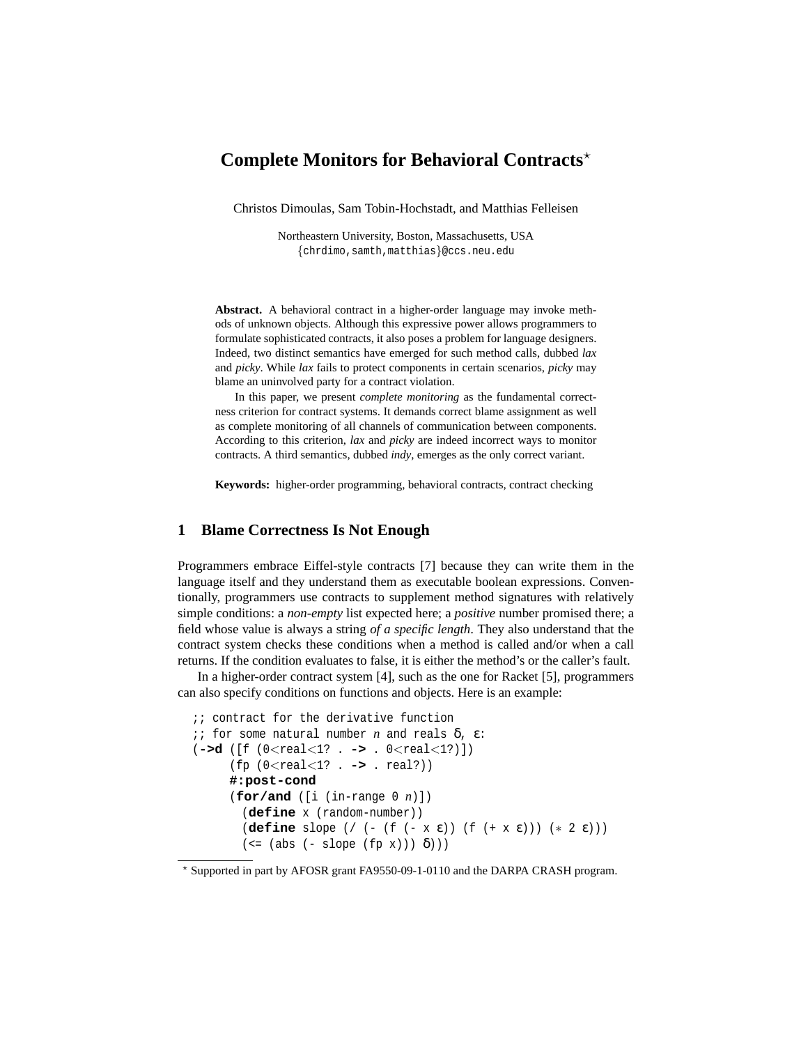# Complete Monitors for Behavioral Contracts*

Christos Dimoulas, Sam Tobin-Hochstadt, and Matthias Felleisen

Northeastern University, Boston, Massachusetts, USA
{chrdimo,samth,matthias}@ccs.neu.edu

**Abstract.** A behavioral contract in a higher-order language may invoke methods of unknown objects. Although this expressive power allows programmers to formulate sophisticated contracts, it also poses a problem for language designers. Indeed, two distinct semantics have emerged for such method calls, dubbed *lax* and *picky*. While *lax* fails to protect components in certain scenarios, *picky* may blame an uninvolved party for a contract violation.

In this paper, we present *complete monitoring* as the fundamental correctness criterion for contract systems. It demands correct blame assignment as well as complete monitoring of all channels of communication between components. According to this criterion, *lax* and *picky* are indeed incorrect ways to monitor contracts. A third semantics, dubbed *indy*, emerges as the only correct variant.

**Keywords:** higher-order programming, behavioral contracts, contract checking

## 1 Blame Correctness Is Not Enough

Programmers embrace Eiffel-style contracts [7] because they can write them in the language itself and they understand them as executable boolean expressions. Conventionally, programmers use contracts to supplement method signatures with relatively simple conditions: a *non-empty* list expected here; a *positive* number promised there; a field whose value is always a string *of a specific length*. They also understand that the contract system checks these conditions when a method is called and/or when a call returns. If the condition evaluates to false, it is either the method's or the caller's fault.

In a higher-order contract system [4], such as the one for Racket [5], programmers can also specify conditions on functions and objects. Here is an example:

```
;; contract for the derivative function
;; for some natural number n and reals δ, ε:
(->d ([f (0<real<1? . -> . 0<real<1?)])
     (fp (0<real<1? . -> . real?))
     #:post-cond
     (for/and ([i (in-range 0 n)])
       (define x (random-number))
       (define slope (/ (- (f (- x ε)) (f (+ x ε))) (* 2 ε)))
       (<= (abs (- slope (fp x))) δ)))
```

* Supported in part by AFOSR grant FA9550-09-1-0110 and the DARPA CRASH program.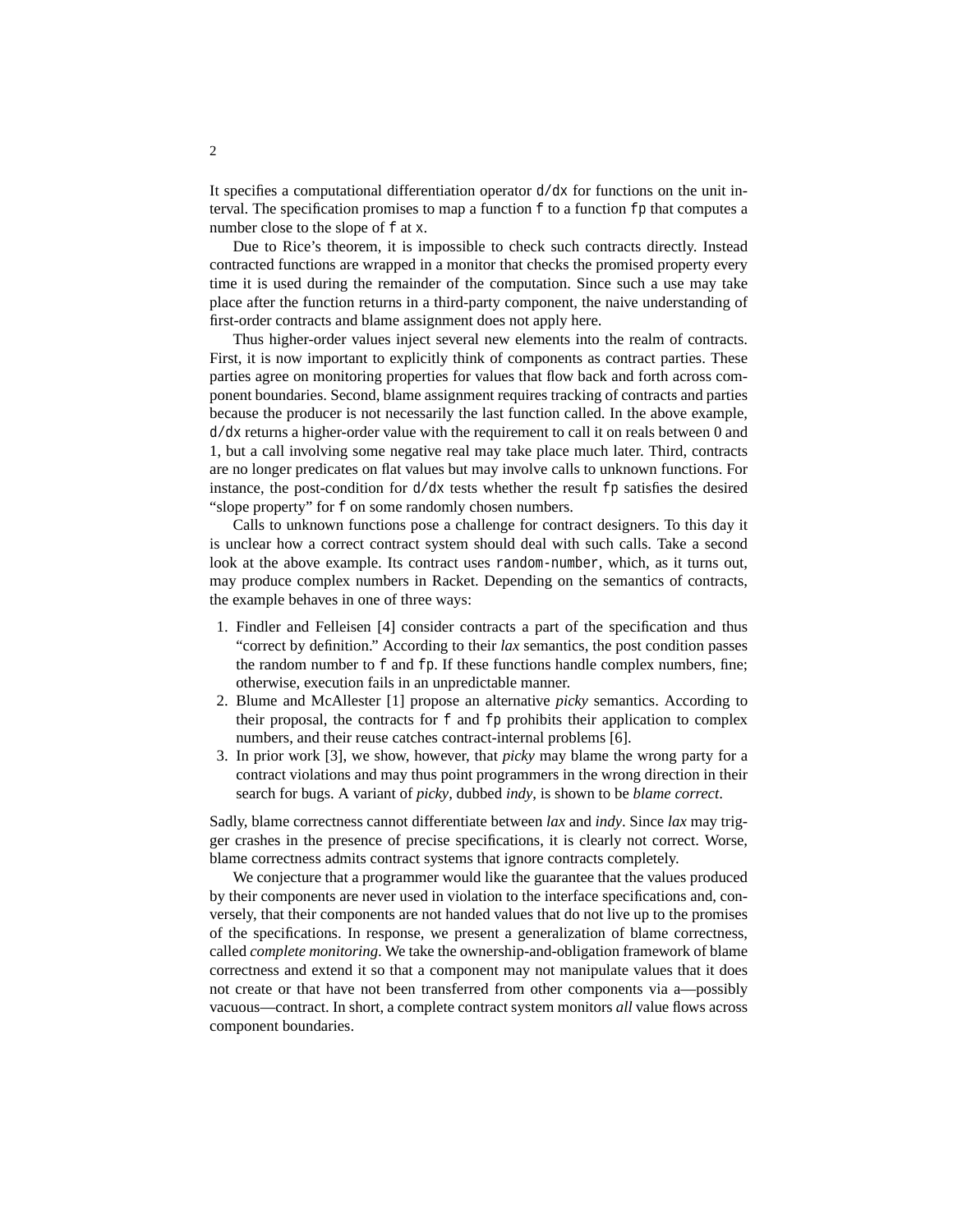It specifies a computational differentiation operator `d/dx` for functions on the unit interval. The specification promises to map a function `f` to a function `fp` that computes a number close to the slope of `f` at `x`.

Due to Rice's theorem, it is impossible to check such contracts directly. Instead contracted functions are wrapped in a monitor that checks the promised property every time it is used during the remainder of the computation. Since such a use may take place after the function returns in a third-party component, the naive understanding of first-order contracts and blame assignment does not apply here.

Thus higher-order values inject several new elements into the realm of contracts. First, it is now important to explicitly think of components as contract parties. These parties agree on monitoring properties for values that flow back and forth across component boundaries. Second, blame assignment requires tracking of contracts and parties because the producer is not necessarily the last function called. In the above example, `d/dx` returns a higher-order value with the requirement to call it on reals between 0 and 1, but a call involving some negative real may take place much later. Third, contracts are no longer predicates on flat values but may involve calls to unknown functions. For instance, the post-condition for `d/dx` tests whether the result `fp` satisfies the desired "slope property" for `f` on some randomly chosen numbers.

Calls to unknown functions pose a challenge for contract designers. To this day it is unclear how a correct contract system should deal with such calls. Take a second look at the above example. Its contract uses `random-number`, which, as it turns out, may produce complex numbers in Racket. Depending on the semantics of contracts, the example behaves in one of three ways:

1. Findler and Felleisen [4] consider contracts a part of the specification and thus "correct by definition." According to their *lax* semantics, the post condition passes the random number to `f` and `fp`. If these functions handle complex numbers, fine; otherwise, execution fails in an unpredictable manner.
2. Blume and McAllester [1] propose an alternative *picky* semantics. According to their proposal, the contracts for `f` and `fp` prohibits their application to complex numbers, and their reuse catches contract-internal problems [6].
3. In prior work [3], we show, however, that *picky* may blame the wrong party for a contract violations and may thus point programmers in the wrong direction in their search for bugs. A variant of *picky*, dubbed *indy*, is shown to be *blame correct*.

Sadly, blame correctness cannot differentiate between *lax* and *indy*. Since *lax* may trigger crashes in the presence of precise specifications, it is clearly not correct. Worse, blame correctness admits contract systems that ignore contracts completely.

We conjecture that a programmer would like the guarantee that the values produced by their components are never used in violation to the interface specifications and, conversely, that their components are not handed values that do not live up to the promises of the specifications. In response, we present a generalization of blame correctness, called *complete monitoring*. We take the ownership-and-obligation framework of blame correctness and extend it so that a component may not manipulate values that it does not create or that have not been transferred from other components via a—possibly vacuous—contract. In short, a complete contract system monitors *all* value flows across component boundaries.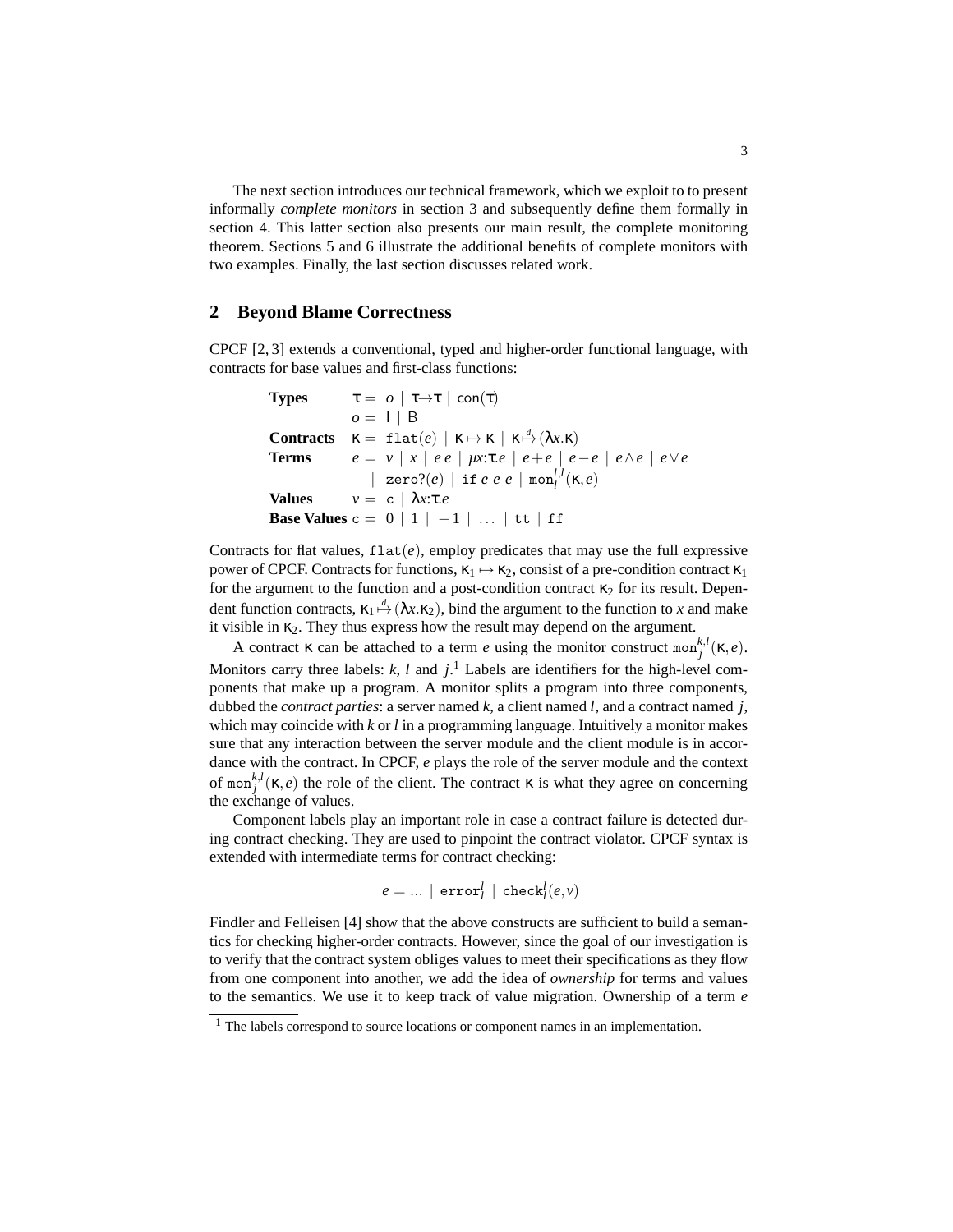The next section introduces our technical framework, which we exploit to to present informally *complete monitors* in section 3 and subsequently define them formally in section 4. This latter section also presents our main result, the complete monitoring theorem. Sections 5 and 6 illustrate the additional benefits of complete monitors with two examples. Finally, the last section discusses related work.

## 2 Beyond Blame Correctness

CPCF [2, 3] extends a conventional, typed and higher-order functional language, with contracts for base values and first-class functions:

$$
\begin{array}{lrl}
\textbf{Types} & \tau = & o \mid \tau \to \tau \mid \mathsf{con}(\tau) \\
 & o = & \mathsf{I} \mid \mathsf{B} \\
\textbf{Contracts} & \kappa = & \mathtt{flat}(e) \mid \kappa \mapsto \kappa \mid \kappa \overset{d}{\mapsto} (\lambda x.\kappa) \\
\textbf{Terms} & e = & v \mid x \mid e\ e \mid \mu x{:}\tau.e \mid e + e \mid e - e \mid e \wedge e \mid e \vee e \\
 & & \mid \mathtt{zero?}(e) \mid \mathtt{if}\ e\ e\ e \mid \mathtt{mon}_{l}^{l,l}(\kappa, e) \\
\textbf{Values} & v = & \mathtt{c} \mid \lambda x{:}\tau.e \\
\textbf{Base Values} & \mathtt{c} = & 0 \mid 1 \mid -1 \mid \ldots \mid \mathtt{tt} \mid \mathtt{ff}
\end{array}
$$

Contracts for flat values, $\mathtt{flat}(e)$, employ predicates that may use the full expressive power of CPCF. Contracts for functions, $\kappa_1 \mapsto \kappa_2$, consist of a pre-condition contract $\kappa_1$ for the argument to the function and a post-condition contract $\kappa_2$ for its result. Dependent function contracts, $\kappa_1 \overset{d}{\mapsto} (\lambda x.\kappa_2)$, bind the argument to the function to $x$ and make it visible in $\kappa_2$. They thus express how the result may depend on the argument.

A contract $\kappa$ can be attached to a term $e$ using the monitor construct $\mathtt{mon}_{j}^{k,l}(\kappa, e)$. Monitors carry three labels: $k$, $l$ and $j$.[1] Labels are identifiers for the high-level components that make up a program. A monitor splits a program into three components, dubbed the *contract parties*: a server named $k$, a client named $l$, and a contract named $j$, which may coincide with $k$ or $l$ in a programming language. Intuitively a monitor makes sure that any interaction between the server module and the client module is in accordance with the contract. In CPCF, $e$ plays the role of the server module and the context of $\mathtt{mon}_{j}^{k,l}(\kappa, e)$ the role of the client. The contract $\kappa$ is what they agree on concerning the exchange of values.

Component labels play an important role in case a contract failure is detected during contract checking. They are used to pinpoint the contract violator. CPCF syntax is extended with intermediate terms for contract checking:

$$e = \ldots \mid \mathtt{error}_{l}^{l} \mid \mathtt{check}_{l}^{l}(e, v)$$

Findler and Felleisen [4] show that the above constructs are sufficient to build a semantics for checking higher-order contracts. However, since the goal of our investigation is to verify that the contract system obliges values to meet their specifications as they flow from one component into another, we add the idea of *ownership* for terms and values to the semantics. We use it to keep track of value migration. Ownership of a term $e$

[1] The labels correspond to source locations or component names in an implementation.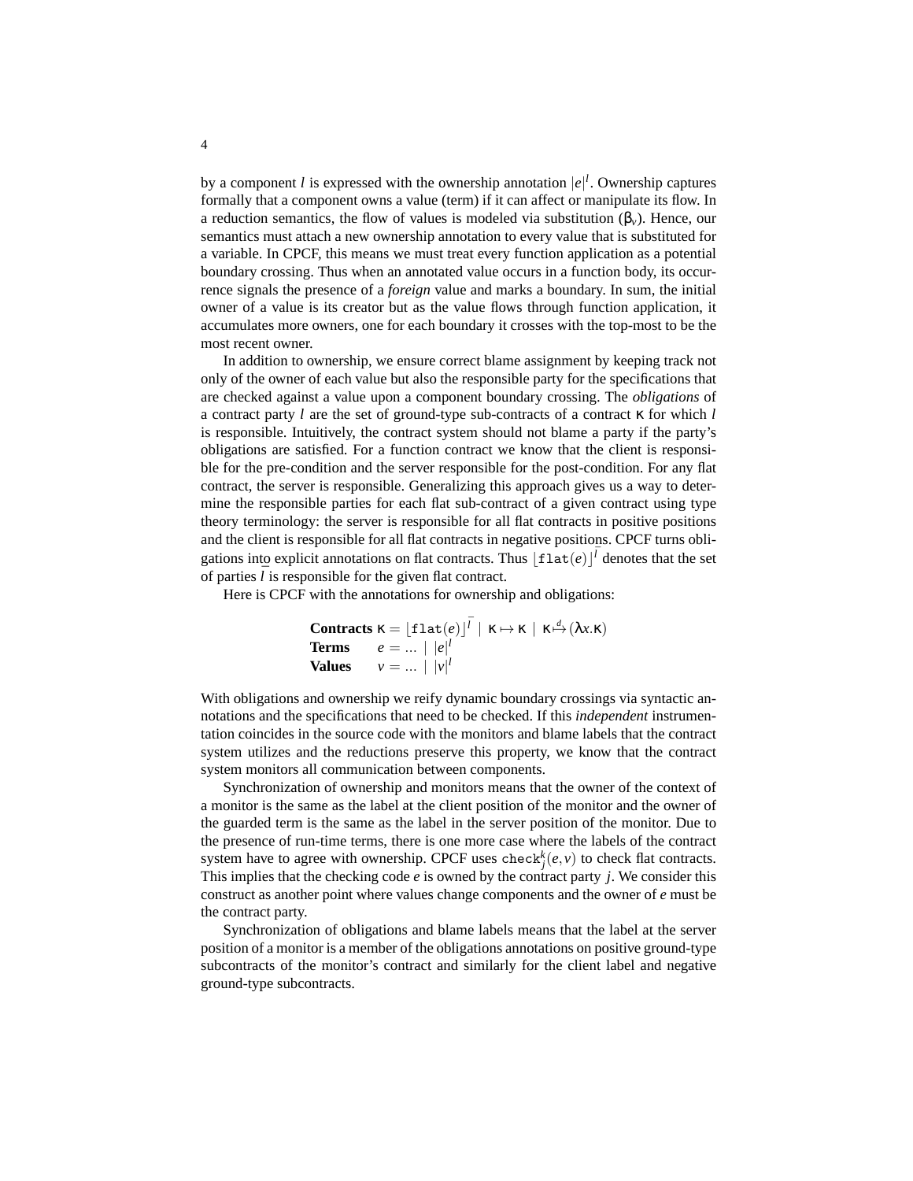by a component $l$ is expressed with the ownership annotation $|e|^l$. Ownership captures formally that a component owns a value (term) if it can affect or manipulate its flow. In a reduction semantics, the flow of values is modeled via substitution ($\beta_v$). Hence, our semantics must attach a new ownership annotation to every value that is substituted for a variable. In CPCF, this means we must treat every function application as a potential boundary crossing. Thus when an annotated value occurs in a function body, its occurrence signals the presence of a *foreign* value and marks a boundary. In sum, the initial owner of a value is its creator but as the value flows through function application, it accumulates more owners, one for each boundary it crosses with the top-most to be the most recent owner.

In addition to ownership, we ensure correct blame assignment by keeping track not only of the owner of each value but also the responsible party for the specifications that are checked against a value upon a component boundary crossing. The *obligations* of a contract party $l$ are the set of ground-type sub-contracts of a contract $\kappa$ for which $l$ is responsible. Intuitively, the contract system should not blame a party if the party's obligations are satisfied. For a function contract we know that the client is responsible for the pre-condition and the server responsible for the post-condition. For any flat contract, the server is responsible. Generalizing this approach gives us a way to determine the responsible parties for each flat sub-contract of a given contract using type theory terminology: the server is responsible for all flat contracts in positive positions and the client is responsible for all flat contracts in negative positions. CPCF turns obligations into explicit annotations on flat contracts. Thus $\lfloor \texttt{flat}(e) \rfloor^{\bar{l}}$ denotes that the set of parties $\bar{l}$ is responsible for the given flat contract.

Here is CPCF with the annotations for ownership and obligations:

$$
\begin{array}{lll}
\textbf{Contracts} & \kappa = \lfloor \texttt{flat}(e) \rfloor^{\bar{l}} \mid \kappa \mapsto \kappa \mid \kappa \overset{d}{\mapsto} (\lambda x.\kappa) \\
\textbf{Terms} & e = \ldots \mid |e|^l \\
\textbf{Values} & v = \ldots \mid |v|^l
\end{array}
$$

With obligations and ownership we reify dynamic boundary crossings via syntactic annotations and the specifications that need to be checked. If this *independent* instrumentation coincides in the source code with the monitors and blame labels that the contract system utilizes and the reductions preserve this property, we know that the contract system monitors all communication between components.

Synchronization of ownership and monitors means that the owner of the context of a monitor is the same as the label at the client position of the monitor and the owner of the guarded term is the same as the label in the server position of the monitor. Due to the presence of run-time terms, there is one more case where the labels of the contract system have to agree with ownership. CPCF uses $\texttt{check}^k_j(e,v)$ to check flat contracts. This implies that the checking code $e$ is owned by the contract party $j$. We consider this construct as another point where values change components and the owner of $e$ must be the contract party.

Synchronization of obligations and blame labels means that the label at the server position of a monitor is a member of the obligations annotations on positive ground-type subcontracts of the monitor's contract and similarly for the client label and negative ground-type subcontracts.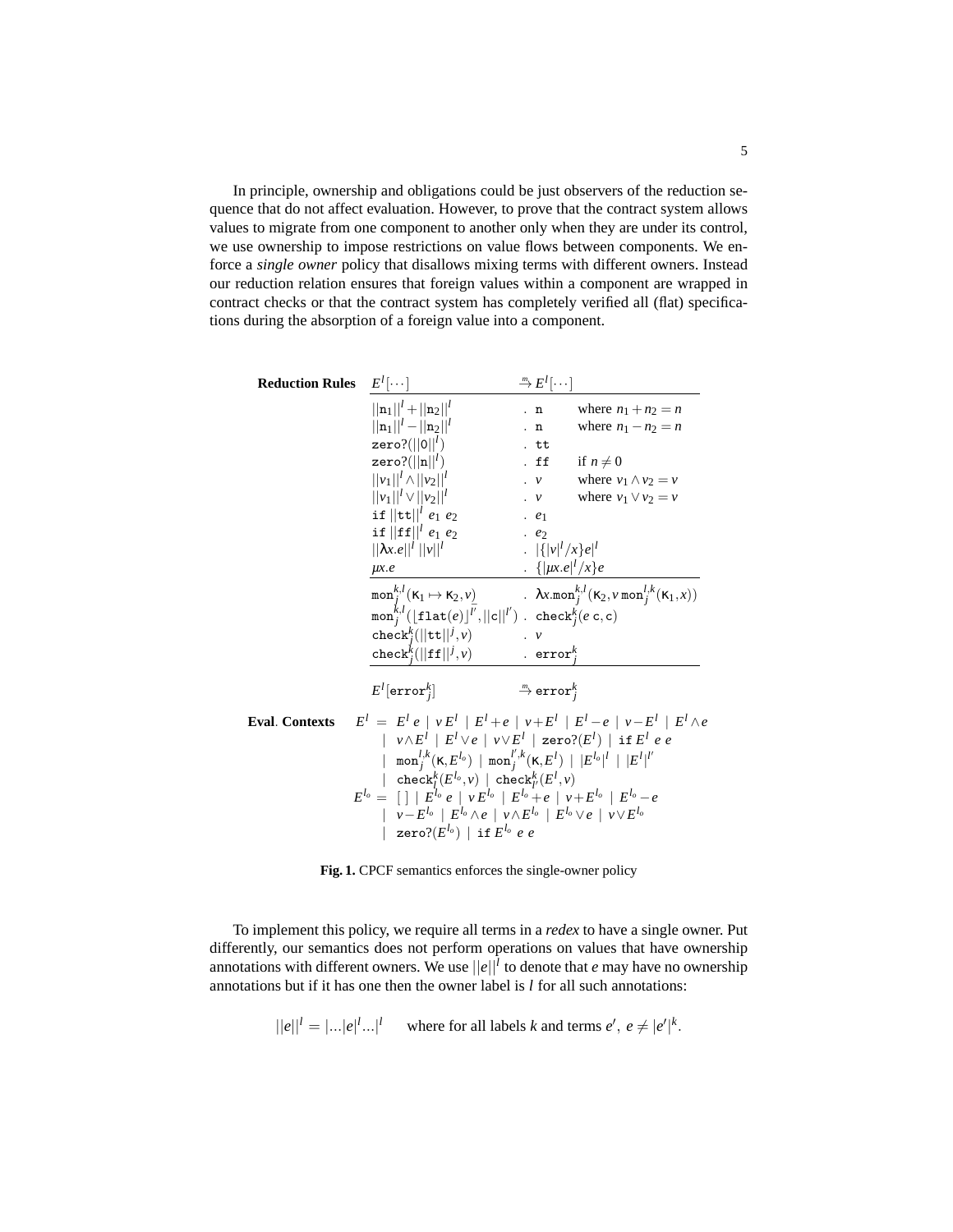In principle, ownership and obligations could be just observers of the reduction sequence that do not affect evaluation. However, to prove that the contract system allows values to migrate from one component to another only when they are under its control, we use ownership to impose restrictions on value flows between components. We enforce a *single owner* policy that disallows mixing terms with different owners. Instead our reduction relation ensures that foreign values within a component are wrapped in contract checks or that the contract system has completely verified all (flat) specifications during the absorption of a foreign value into a component.

**Reduction Rules**

| $E^l[\cdots]$ | $\xrightarrow{m} E^l[\cdots]$ | |
|---|---|---|
| $\|\|\mathtt{n}_1\|\|^l + \|\|\mathtt{n}_2\|\|^l$ | . $\mathtt{n}$ | where $n_1 + n_2 = n$ |
| $\|\|\mathtt{n}_1\|\|^l - \|\|\mathtt{n}_2\|\|^l$ | . $\mathtt{n}$ | where $n_1 - n_2 = n$ |
| $\mathtt{zero?}(\|\|0\|\|^l)$ | . $\mathtt{tt}$ | |
| $\mathtt{zero?}(\|\|\mathtt{n}\|\|^l)$ | . $\mathtt{ff}$ | if $n \neq 0$ |
| $\|\|v_1\|\|^l \wedge \|\|v_2\|\|^l$ | . $v$ | where $v_1 \wedge v_2 = v$ |
| $\|\|v_1\|\|^l \vee \|\|v_2\|\|^l$ | . $v$ | where $v_1 \vee v_2 = v$ |
| $\mathtt{if}\ \|\|\mathtt{tt}\|\|^l\ e_1\ e_2$ | . $e_1$ | |
| $\mathtt{if}\ \|\|\mathtt{ff}\|\|^l\ e_1\ e_2$ | . $e_2$ | |
| $\|\|\lambda x.e\|\|^l\ \|\|v\|\|^l$ | . $\|\{\|v\|^l/x\}e\|^l$ | |
| $\mu x.e$ | . $\{\|\mu x.e\|^l/x\}e$ | |
| $\mathtt{mon}^{k,l}_j(\kappa_1 \mapsto \kappa_2, v)$ | . $\lambda x.\mathtt{mon}^{k,l}_j(\kappa_2, v\, \mathtt{mon}^{l,k}_j(\kappa_1, x))$ | |
| $\mathtt{mon}^{k,l}_j(\lfloor \mathtt{flat}(e) \rfloor^{l'}, \|\|\mathtt{c}\|\|^{l'})$ | . $\mathtt{check}^k_j(e\ \mathtt{c}, \mathtt{c})$ | |
| $\mathtt{check}^k_j(\|\|\mathtt{tt}\|\|^j, v)$ | . $v$ | |
| $\mathtt{check}^k_j(\|\|\mathtt{ff}\|\|^j, v)$ | . $\mathtt{error}^k_j$ | |
| $E^l[\mathtt{error}^k_j]$ | $\xrightarrow{m} \mathtt{error}^k_j$ | |

**Eval. Contexts**

$$
\begin{aligned}
E^l = \ & E^l\ e \mid v\, E^l \mid E^l + e \mid v + E^l \mid E^l - e \mid v - E^l \mid E^l \wedge e \\
\mid\ & v \wedge E^l \mid E^l \vee e \mid v \vee E^l \mid \mathtt{zero?}(E^l) \mid \mathtt{if}\ E^l\ e\ e \\
\mid\ & \mathtt{mon}^{l,k}_j(\kappa, E^{l_o}) \mid \mathtt{mon}^{l',k}_j(\kappa, E^l) \mid |E^{l_o}|^l \mid |E^l|^{l'} \\
\mid\ & \mathtt{check}^k_l(E^{l_o}, v) \mid \mathtt{check}^k_{l'}(E^l, v) \\
E^{l_o} = \ & [\,] \mid E^{l_o}\ e \mid v\, E^{l_o} \mid E^{l_o} + e \mid v + E^{l_o} \mid E^{l_o} - e \\
\mid\ & v - E^{l_o} \mid E^{l_o} \wedge e \mid v \wedge E^{l_o} \mid E^{l_o} \vee e \mid v \vee E^{l_o} \\
\mid\ & \mathtt{zero?}(E^{l_o}) \mid \mathtt{if}\ E^{l_o}\ e\ e
\end{aligned}
$$

**Fig. 1.** CPCF semantics enforces the single-owner policy

To implement this policy, we require all terms in a *redex* to have a single owner. Put differently, our semantics does not perform operations on values that have ownership annotations with different owners. We use $||e||^l$ to denote that $e$ may have no ownership annotations but if it has one then the owner label is $l$ for all such annotations:

$$||e||^l = |...|e|^l...|^l \qquad \text{where for all labels } k \text{ and terms } e',\ e \neq |e'|^k.$$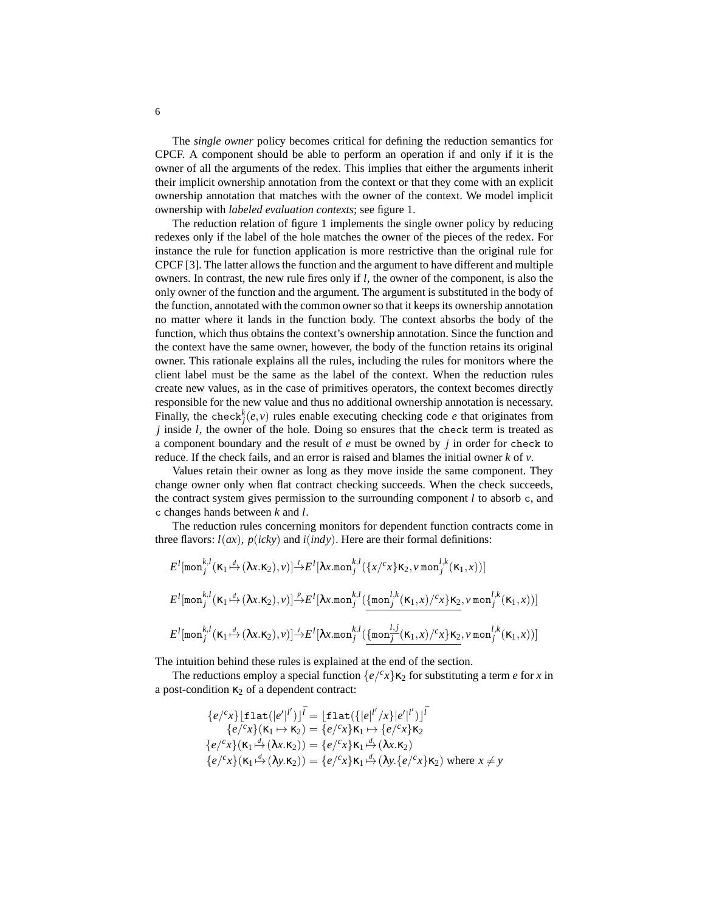The *single owner* policy becomes critical for defining the reduction semantics for CPCF. A component should be able to perform an operation if and only if it is the owner of all the arguments of the redex. This implies that either the arguments inherit their implicit ownership annotation from the context or that they come with an explicit ownership annotation that matches with the owner of the context. We model implicit ownership with *labeled evaluation contexts*; see figure 1.

The reduction relation of figure 1 implements the single owner policy by reducing redexes only if the label of the hole matches the owner of the pieces of the redex. For instance the rule for function application is more restrictive than the original rule for CPCF [3]. The latter allows the function and the argument to have different and multiple owners. In contrast, the new rule fires only if $l$, the owner of the component, is also the only owner of the function and the argument. The argument is substituted in the body of the function, annotated with the common owner so that it keeps its ownership annotation no matter where it lands in the function body. The context absorbs the body of the function, which thus obtains the context's ownership annotation. Since the function and the context have the same owner, however, the body of the function retains its original owner. This rationale explains all the rules, including the rules for monitors where the client label must be the same as the label of the context. When the reduction rules create new values, as in the case of primitives operators, the context becomes directly responsible for the new value and thus no additional ownership annotation is necessary. Finally, the $\mathtt{check}^k_j(e,v)$ rules enable executing checking code $e$ that originates from $j$ inside $l$, the owner of the hole. Doing so ensures that the `check` term is treated as a component boundary and the result of $e$ must be owned by $j$ in order for `check` to reduce. If the check fails, and an error is raised and blames the initial owner $k$ of $v$.

Values retain their owner as long as they move inside the same component. They change owner only when flat contract checking succeeds. When the check succeeds, the contract system gives permission to the surrounding component $l$ to absorb `c`, and `c` changes hands between $k$ and $l$.

The reduction rules concerning monitors for dependent function contracts come in three flavors: $l(ax)$, $p(icky)$ and $i(indy)$. Here are their formal definitions:

$$E^l[\mathtt{mon}^{k,l}_j(\kappa_1 \overset{d}{\mapsto} (\lambda x.\kappa_2), v)] \overset{l}{\rightarrow} E^l[\lambda x.\mathtt{mon}^{k,l}_j(\{x/^c x\}\kappa_2, v\ \mathtt{mon}^{l,k}_j(\kappa_1, x))]$$

$$E^l[\mathtt{mon}^{k,l}_j(\kappa_1 \overset{d}{\mapsto} (\lambda x.\kappa_2), v)] \overset{p}{\rightarrow} E^l[\lambda x.\mathtt{mon}^{k,l}_j(\underline{\{\mathtt{mon}^{l,k}_j(\kappa_1, x)/^c x\}\kappa_2}, v\ \mathtt{mon}^{l,k}_j(\kappa_1, x))]$$

$$E^l[\mathtt{mon}^{k,l}_j(\kappa_1 \overset{d}{\mapsto} (\lambda x.\kappa_2), v)] \overset{i}{\rightarrow} E^l[\lambda x.\mathtt{mon}^{k,l}_j(\underline{\{\mathtt{mon}^{l,j}_j(\kappa_1, x)/^c x\}\kappa_2}, v\ \mathtt{mon}^{l,k}_j(\kappa_1, x))]$$

The intuition behind these rules is explained at the end of the section.

The reductions employ a special function $\{e/^c x\}\kappa_2$ for substituting a term $e$ for $x$ in a post-condition $\kappa_2$ of a dependent contract:

$$\begin{aligned}
\{e/^c x\}\lfloor \mathtt{flat}(|e'|^{l'})\rfloor^{\bar{l}} &= \lfloor \mathtt{flat}(\{|e|^{l'}/x\}|e'|^{l'})\rfloor^{\bar{l}} \\
\{e/^c x\}(\kappa_1 \mapsto \kappa_2) &= \{e/^c x\}\kappa_1 \mapsto \{e/^c x\}\kappa_2 \\
\{e/^c x\}(\kappa_1 \overset{d}{\mapsto} (\lambda x.\kappa_2)) &= \{e/^c x\}\kappa_1 \overset{d}{\mapsto} (\lambda x.\kappa_2) \\
\{e/^c x\}(\kappa_1 \overset{d}{\mapsto} (\lambda y.\kappa_2)) &= \{e/^c x\}\kappa_1 \overset{d}{\mapsto} (\lambda y.\{e/^c x\}\kappa_2) \text{ where } x \neq y
\end{aligned}$$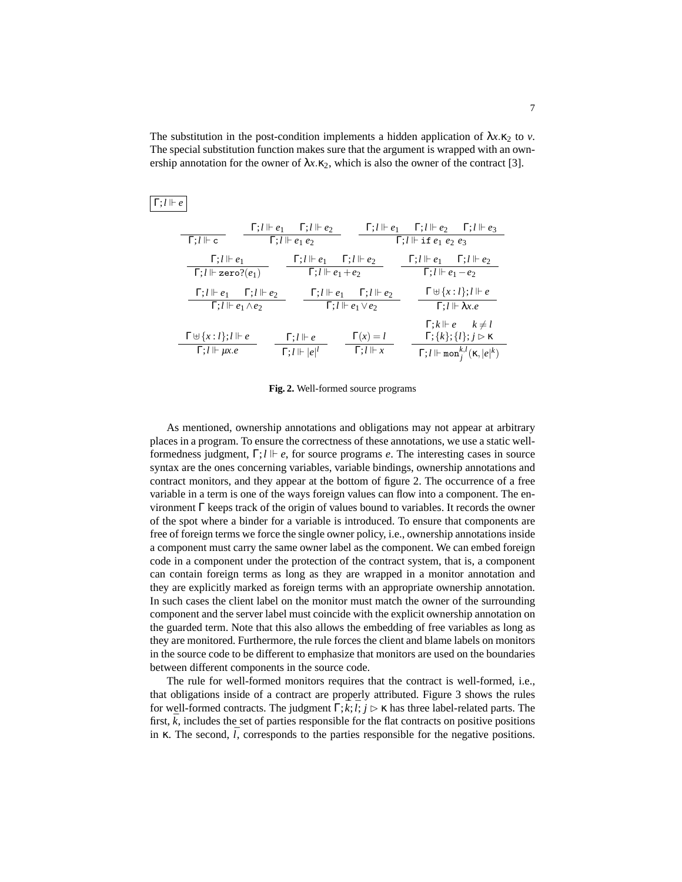The substitution in the post-condition implements a hidden application of $\lambda x.\kappa_2$ to $v$. The special substitution function makes sure that the argument is wrapped with an ownership annotation for the owner of $\lambda x.\kappa_2$, which is also the owner of the contract [3].

$\boxed{\Gamma; l \Vdash e}$

$$\frac{}{\Gamma; l \Vdash \mathtt{c}} \qquad \frac{\Gamma; l \Vdash e_1 \quad \Gamma; l \Vdash e_2}{\Gamma; l \Vdash e_1\ e_2} \qquad \frac{\Gamma; l \Vdash e_1 \quad \Gamma; l \Vdash e_2 \quad \Gamma; l \Vdash e_3}{\Gamma; l \Vdash \mathtt{if}\ e_1\ e_2\ e_3}$$

$$\frac{\Gamma; l \Vdash e_1}{\Gamma; l \Vdash \mathtt{zero?}(e_1)} \qquad \frac{\Gamma; l \Vdash e_1 \quad \Gamma; l \Vdash e_2}{\Gamma; l \Vdash e_1 + e_2} \qquad \frac{\Gamma; l \Vdash e_1 \quad \Gamma; l \Vdash e_2}{\Gamma; l \Vdash e_1 - e_2}$$

$$\frac{\Gamma; l \Vdash e_1 \quad \Gamma; l \Vdash e_2}{\Gamma; l \Vdash e_1 \wedge e_2} \qquad \frac{\Gamma; l \Vdash e_1 \quad \Gamma; l \Vdash e_2}{\Gamma; l \Vdash e_1 \vee e_2} \qquad \frac{\Gamma \uplus \{x : l\}; l \Vdash e}{\Gamma; l \Vdash \lambda x.e}$$

$$\frac{\Gamma \uplus \{x : l\}; l \Vdash e}{\Gamma; l \Vdash \mu x.e} \qquad \frac{\Gamma; l \Vdash e}{\Gamma; l \Vdash |e|^l} \qquad \frac{\Gamma(x) = l}{\Gamma; l \Vdash x} \qquad \frac{\Gamma; k \Vdash e \quad k \neq l \quad \Gamma; \{k\}; \{l\}; j \rhd \kappa}{\Gamma; l \Vdash \mathtt{mon}_j^{k,l}(\kappa, |e|^k)}$$

**Fig. 2.** Well-formed source programs

As mentioned, ownership annotations and obligations may not appear at arbitrary places in a program. To ensure the correctness of these annotations, we use a static well-formedness judgment, $\Gamma; l \Vdash e$, for source programs $e$. The interesting cases in source syntax are the ones concerning variables, variable bindings, ownership annotations and contract monitors, and they appear at the bottom of figure 2. The occurrence of a free variable in a term is one of the ways foreign values can flow into a component. The environment $\Gamma$ keeps track of the origin of values bound to variables. It records the owner of the spot where a binder for a variable is introduced. To ensure that components are free of foreign terms we force the single owner policy, i.e., ownership annotations inside a component must carry the same owner label as the component. We can embed foreign code in a component under the protection of the contract system, that is, a component can contain foreign terms as long as they are wrapped in a monitor annotation and they are explicitly marked as foreign terms with an appropriate ownership annotation. In such cases the client label on the monitor must match the owner of the surrounding component and the server label must coincide with the explicit ownership annotation on the guarded term. Note that this also allows the embedding of free variables as long as they are monitored. Furthermore, the rule forces the client and blame labels on monitors in the source code to be different to emphasize that monitors are used on the boundaries between different components in the source code.

The rule for well-formed monitors requires that the contract is well-formed, i.e., that obligations inside of a contract are properly attributed. Figure 3 shows the rules for well-formed contracts. The judgment $\Gamma; \bar{k}; \bar{l}; j \rhd \kappa$ has three label-related parts. The first, $\bar{k}$, includes the set of parties responsible for the flat contracts on positive positions in $\kappa$. The second, $\bar{l}$, corresponds to the parties responsible for the negative positions.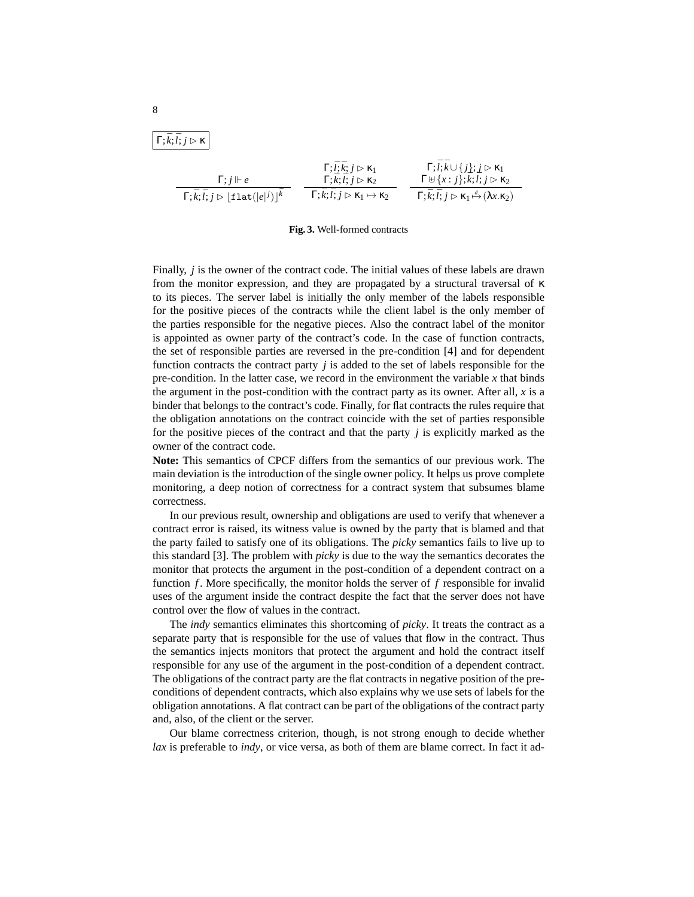$\boxed{\Gamma; \bar{k}; \bar{l}; j \rhd \kappa}$

$$\frac{\Gamma; j \Vdash e}{\Gamma; \bar{k}; \bar{l}; j \rhd \lfloor \mathtt{flat}(|e|^{j}) \rfloor^{\bar{k}}} \qquad \frac{\begin{array}{c}\Gamma; \bar{l}; \bar{k}; j \rhd \kappa_1 \\ \Gamma; \bar{k}; \bar{l}; j \rhd \kappa_2\end{array}}{\Gamma; \bar{k}; \bar{l}; j \rhd \kappa_1 \mapsto \kappa_2} \qquad \frac{\begin{array}{c}\Gamma; \bar{l}; \bar{k} \cup \{j\}; j \rhd \kappa_1 \\ \Gamma \uplus \{x : j\}; \bar{k}; \bar{l}; j \rhd \kappa_2\end{array}}{\Gamma; \bar{k}; \bar{l}; j \rhd \kappa_1 \overset{d}{\mapsto} (\lambda x.\kappa_2)}$$

**Fig. 3.** Well-formed contracts

Finally, $j$ is the owner of the contract code. The initial values of these labels are drawn from the monitor expression, and they are propagated by a structural traversal of $\kappa$ to its pieces. The server label is initially the only member of the labels responsible for the positive pieces of the contracts while the client label is the only member of the parties responsible for the negative pieces. Also the contract label of the monitor is appointed as owner party of the contract's code. In the case of function contracts, the set of responsible parties are reversed in the pre-condition [4] and for dependent function contracts the contract party $j$ is added to the set of labels responsible for the pre-condition. In the latter case, we record in the environment the variable $x$ that binds the argument in the post-condition with the contract party as its owner. After all, $x$ is a binder that belongs to the contract's code. Finally, for flat contracts the rules require that the obligation annotations on the contract coincide with the set of parties responsible for the positive pieces of the contract and that the party $j$ is explicitly marked as the owner of the contract code.

**Note:** This semantics of CPCF differs from the semantics of our previous work. The main deviation is the introduction of the single owner policy. It helps us prove complete monitoring, a deep notion of correctness for a contract system that subsumes blame correctness.

In our previous result, ownership and obligations are used to verify that whenever a contract error is raised, its witness value is owned by the party that is blamed and that the party failed to satisfy one of its obligations. The *picky* semantics fails to live up to this standard [3]. The problem with *picky* is due to the way the semantics decorates the monitor that protects the argument in the post-condition of a dependent contract on a function $f$. More specifically, the monitor holds the server of $f$ responsible for invalid uses of the argument inside the contract despite the fact that the server does not have control over the flow of values in the contract.

The *indy* semantics eliminates this shortcoming of *picky*. It treats the contract as a separate party that is responsible for the use of values that flow in the contract. Thus the semantics injects monitors that protect the argument and hold the contract itself responsible for any use of the argument in the post-condition of a dependent contract. The obligations of the contract party are the flat contracts in negative position of the pre-conditions of dependent contracts, which also explains why we use sets of labels for the obligation annotations. A flat contract can be part of the obligations of the contract party and, also, of the client or the server.

Our blame correctness criterion, though, is not strong enough to decide whether *lax* is preferable to *indy*, or vice versa, as both of them are blame correct. In fact it ad-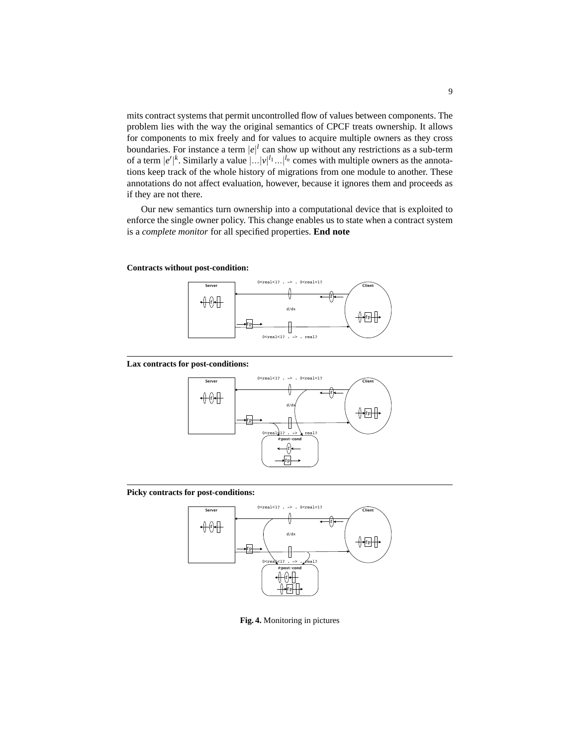mits contract systems that permit uncontrolled flow of values between components. The problem lies with the way the original semantics of CPCF treats ownership. It allows for components to mix freely and for values to acquire multiple owners as they cross boundaries. For instance a term $|e|^l$ can show up without any restrictions as a sub-term of a term $|e'|^k$. Similarly a value $|...|v|^{l_1}...|^{l_n}$ comes with multiple owners as the annotations keep track of the whole history of migrations from one module to another. These annotations do not affect evaluation, however, because it ignores them and proceeds as if they are not there.

Our new semantics turn ownership into a computational device that is exploited to enforce the single owner policy. This change enables us to state when a contract system is a *complete monitor* for all specified properties. **End note**

**Contracts without post-condition:**

**Lax contracts for post-conditions:**

**Picky contracts for post-conditions:**

**Fig. 4.** Monitoring in pictures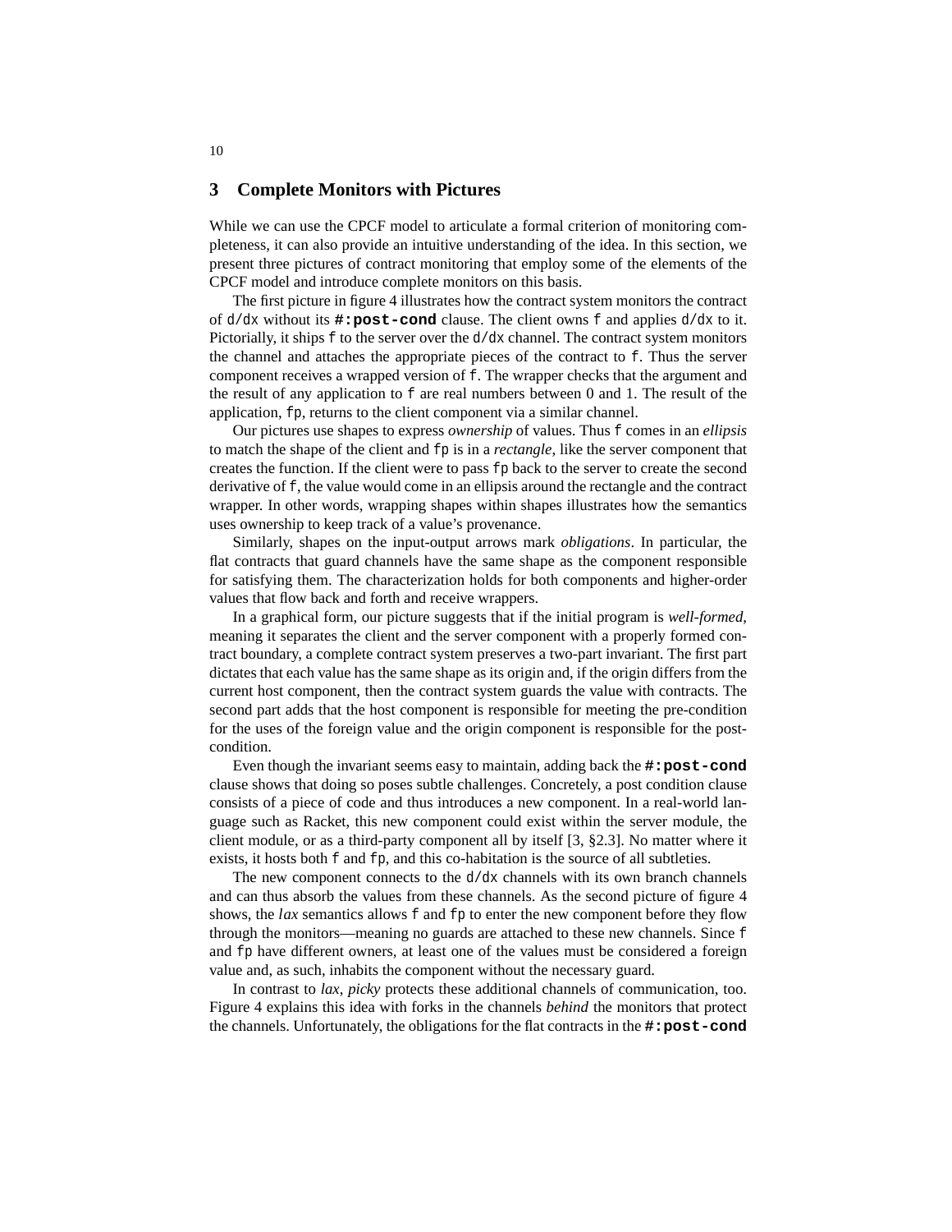## 3 Complete Monitors with Pictures

While we can use the CPCF model to articulate a formal criterion of monitoring completeness, it can also provide an intuitive understanding of the idea. In this section, we present three pictures of contract monitoring that employ some of the elements of the CPCF model and introduce complete monitors on this basis.

The first picture in figure 4 illustrates how the contract system monitors the contract of `d/dx` without its **`#:post-cond`** clause. The client owns `f` and applies `d/dx` to it. Pictorially, it ships `f` to the server over the `d/dx` channel. The contract system monitors the channel and attaches the appropriate pieces of the contract to `f`. Thus the server component receives a wrapped version of `f`. The wrapper checks that the argument and the result of any application to `f` are real numbers between 0 and 1. The result of the application, `fp`, returns to the client component via a similar channel.

Our pictures use shapes to express *ownership* of values. Thus `f` comes in an *ellipsis* to match the shape of the client and `fp` is in a *rectangle*, like the server component that creates the function. If the client were to pass `fp` back to the server to create the second derivative of `f`, the value would come in an ellipsis around the rectangle and the contract wrapper. In other words, wrapping shapes within shapes illustrates how the semantics uses ownership to keep track of a value's provenance.

Similarly, shapes on the input-output arrows mark *obligations*. In particular, the flat contracts that guard channels have the same shape as the component responsible for satisfying them. The characterization holds for both components and higher-order values that flow back and forth and receive wrappers.

In a graphical form, our picture suggests that if the initial program is *well-formed*, meaning it separates the client and the server component with a properly formed contract boundary, a complete contract system preserves a two-part invariant. The first part dictates that each value has the same shape as its origin and, if the origin differs from the current host component, then the contract system guards the value with contracts. The second part adds that the host component is responsible for meeting the pre-condition for the uses of the foreign value and the origin component is responsible for the post-condition.

Even though the invariant seems easy to maintain, adding back the **`#:post-cond`** clause shows that doing so poses subtle challenges. Concretely, a post condition clause consists of a piece of code and thus introduces a new component. In a real-world language such as Racket, this new component could exist within the server module, the client module, or as a third-party component all by itself [3, §2.3]. No matter where it exists, it hosts both `f` and `fp`, and this co-habitation is the source of all subtleties.

The new component connects to the `d/dx` channels with its own branch channels and can thus absorb the values from these channels. As the second picture of figure 4 shows, the *lax* semantics allows `f` and `fp` to enter the new component before they flow through the monitors—meaning no guards are attached to these new channels. Since `f` and `fp` have different owners, at least one of the values must be considered a foreign value and, as such, inhabits the component without the necessary guard.

In contrast to *lax*, *picky* protects these additional channels of communication, too. Figure 4 explains this idea with forks in the channels *behind* the monitors that protect the channels. Unfortunately, the obligations for the flat contracts in the **`#:post-cond`**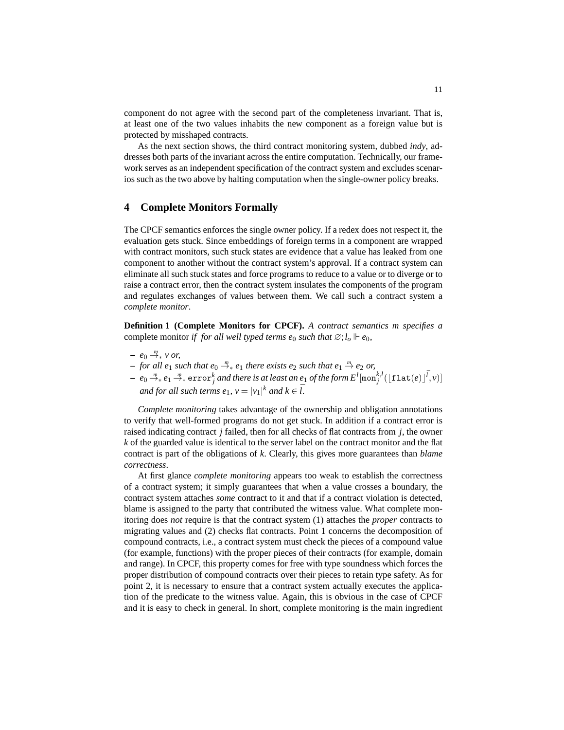component do not agree with the second part of the completeness invariant. That is, at least one of the two values inhabits the new component as a foreign value but is protected by misshaped contracts.

As the next section shows, the third contract monitoring system, dubbed *indy*, addresses both parts of the invariant across the entire computation. Technically, our framework serves as an independent specification of the contract system and excludes scenarios such as the two above by halting computation when the single-owner policy breaks.

## 4 Complete Monitors Formally

The CPCF semantics enforces the single owner policy. If a redex does not respect it, the evaluation gets stuck. Since embeddings of foreign terms in a component are wrapped with contract monitors, such stuck states are evidence that a value has leaked from one component to another without the contract system's approval. If a contract system can eliminate all such stuck states and force programs to reduce to a value or to diverge or to raise a contract error, then the contract system insulates the components of the program and regulates exchanges of values between them. We call such a contract system a *complete monitor*.

**Definition 1 (Complete Monitors for CPCF).** *A contract semantics m specifies a* complete monitor *if for all well typed terms $e_0$ such that $\varnothing; l_o \Vdash e_0$,*

- $e_0 \xrightarrow{m}_* v$ *or,*
- *for all $e_1$ such that $e_0 \xrightarrow{m}_* e_1$ there exists $e_2$ such that $e_1 \xrightarrow{m} e_2$ or,*
- $e_0 \xrightarrow{m}_* e_1 \xrightarrow{m}_* \mathtt{error}^k_j$ *and there is at least an $e_1$ of the form $E^l[\mathtt{mon}^{k,l}_j(\lfloor \mathtt{flat}(e) \rfloor^{\bar{l}}, v)]$ and for all such terms $e_1$, $v = |v_1|^k$ and $k \in \bar{l}$.*

*Complete monitoring* takes advantage of the ownership and obligation annotations to verify that well-formed programs do not get stuck. In addition if a contract error is raised indicating contract $j$ failed, then for all checks of flat contracts from $j$, the owner $k$ of the guarded value is identical to the server label on the contract monitor and the flat contract is part of the obligations of $k$. Clearly, this gives more guarantees than *blame correctness*.

At first glance *complete monitoring* appears too weak to establish the correctness of a contract system; it simply guarantees that when a value crosses a boundary, the contract system attaches *some* contract to it and that if a contract violation is detected, blame is assigned to the party that contributed the witness value. What complete monitoring does *not* require is that the contract system (1) attaches the *proper* contracts to migrating values and (2) checks flat contracts. Point 1 concerns the decomposition of compound contracts, i.e., a contract system must check the pieces of a compound value (for example, functions) with the proper pieces of their contracts (for example, domain and range). In CPCF, this property comes for free with type soundness which forces the proper distribution of compound contracts over their pieces to retain type safety. As for point 2, it is necessary to ensure that a contract system actually executes the application of the predicate to the witness value. Again, this is obvious in the case of CPCF and it is easy to check in general. In short, complete monitoring is the main ingredient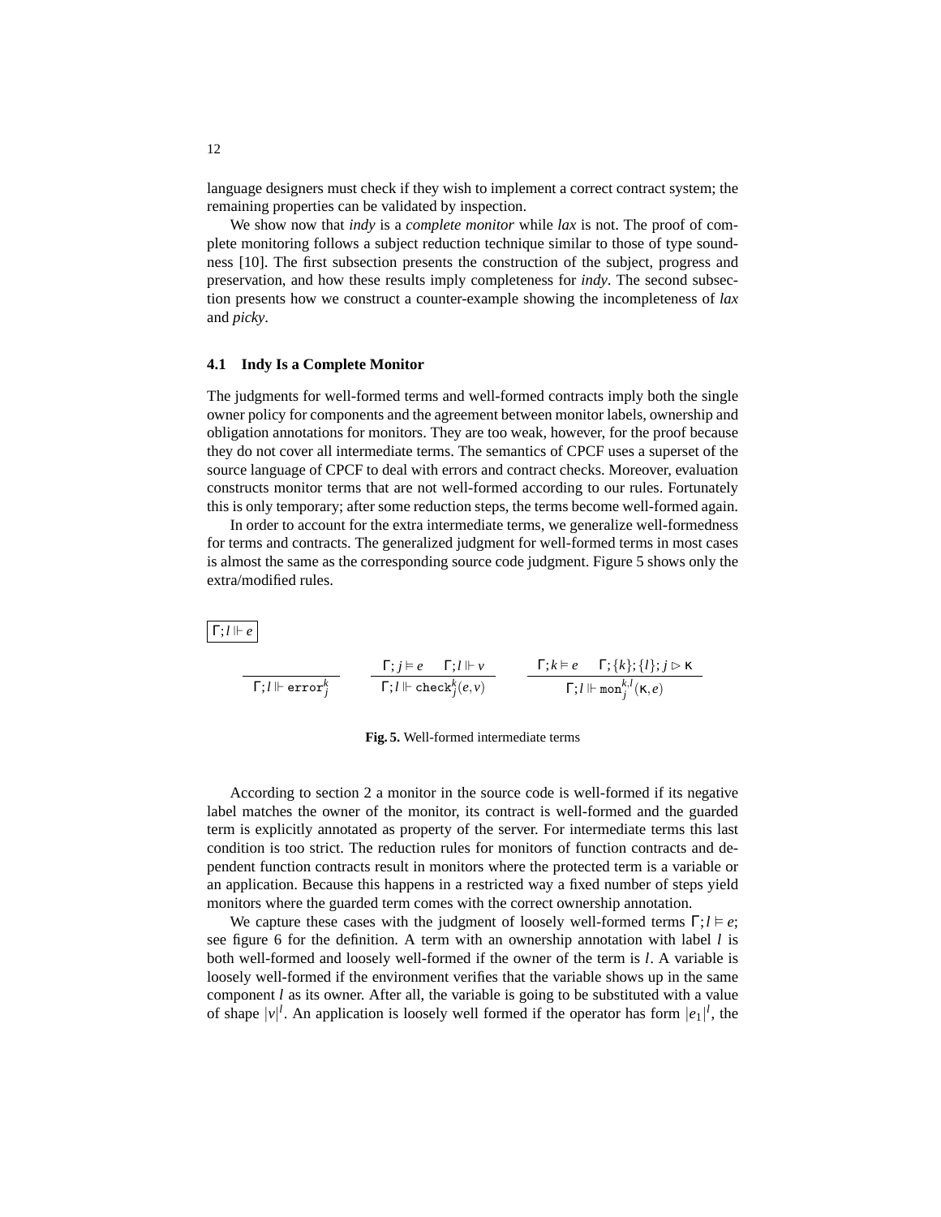language designers must check if they wish to implement a correct contract system; the remaining properties can be validated by inspection.

We show now that *indy* is a *complete monitor* while *lax* is not. The proof of complete monitoring follows a subject reduction technique similar to those of type soundness [10]. The first subsection presents the construction of the subject, progress and preservation, and how these results imply completeness for *indy*. The second subsection presents how we construct a counter-example showing the incompleteness of *lax* and *picky*.

### 4.1 Indy Is a Complete Monitor

The judgments for well-formed terms and well-formed contracts imply both the single owner policy for components and the agreement between monitor labels, ownership and obligation annotations for monitors. They are too weak, however, for the proof because they do not cover all intermediate terms. The semantics of CPCF uses a superset of the source language of CPCF to deal with errors and contract checks. Moreover, evaluation constructs monitor terms that are not well-formed according to our rules. Fortunately this is only temporary; after some reduction steps, the terms become well-formed again.

In order to account for the extra intermediate terms, we generalize well-formedness for terms and contracts. The generalized judgment for well-formed terms in most cases is almost the same as the corresponding source code judgment. Figure 5 shows only the extra/modified rules.

$\boxed{\Gamma; l \Vdash e}$

$$\frac{}{\Gamma; l \Vdash \mathtt{error}^k_j} \qquad \frac{\Gamma; j \vDash e \quad \Gamma; l \Vdash v}{\Gamma; l \Vdash \mathtt{check}^k_j(e, v)} \qquad \frac{\Gamma; k \vDash e \quad \Gamma; \{k\}; \{l\}; j \rhd \kappa}{\Gamma; l \Vdash \mathtt{mon}^{k,l}_j(\kappa, e)}$$

**Fig. 5.** Well-formed intermediate terms

According to section 2 a monitor in the source code is well-formed if its negative label matches the owner of the monitor, its contract is well-formed and the guarded term is explicitly annotated as property of the server. For intermediate terms this last condition is too strict. The reduction rules for monitors of function contracts and dependent function contracts result in monitors where the protected term is a variable or an application. Because this happens in a restricted way a fixed number of steps yield monitors where the guarded term comes with the correct ownership annotation.

We capture these cases with the judgment of loosely well-formed terms $\Gamma; l \vDash e$; see figure 6 for the definition. A term with an ownership annotation with label $l$ is both well-formed and loosely well-formed if the owner of the term is $l$. A variable is loosely well-formed if the environment verifies that the variable shows up in the same component $l$ as its owner. After all, the variable is going to be substituted with a value of shape $|v|^l$. An application is loosely well formed if the operator has form $|e_1|^l$, the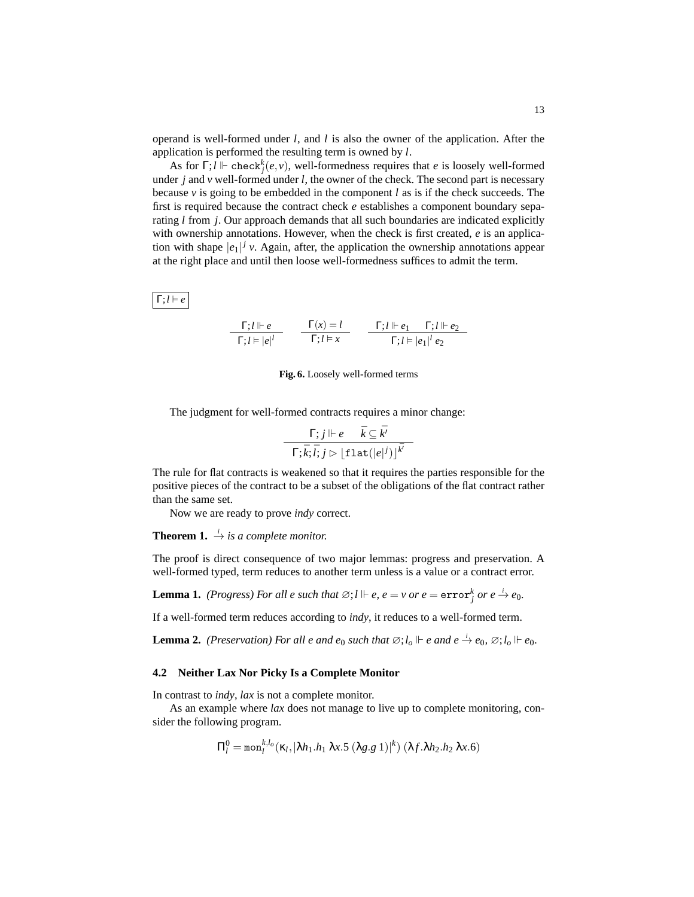operand is well-formed under $l$, and $l$ is also the owner of the application. After the application is performed the resulting term is owned by $l$.

As for $\Gamma; l \Vdash \texttt{check}^k_j(e, v)$, well-formedness requires that $e$ is loosely well-formed under $j$ and $v$ well-formed under $l$, the owner of the check. The second part is necessary because $v$ is going to be embedded in the component $l$ as is if the check succeeds. The first is required because the contract check $e$ establishes a component boundary separating $l$ from $j$. Our approach demands that all such boundaries are indicated explicitly with ownership annotations. However, when the check is first created, $e$ is an application with shape $|e_1|^j\ v$. Again, after, the application the ownership annotations appear at the right place and until then loose well-formedness suffices to admit the term.

$\boxed{\Gamma; l \vDash e}$

$$\frac{\Gamma; l \Vdash e}{\Gamma; l \vDash |e|^l} \qquad \frac{\Gamma(x) = l}{\Gamma; l \vDash x} \qquad \frac{\Gamma; l \Vdash e_1 \quad \Gamma; l \Vdash e_2}{\Gamma; l \vDash |e_1|^l\ e_2}$$

**Fig. 6.** Loosely well-formed terms

The judgment for well-formed contracts requires a minor change:

$$\frac{\Gamma; j \Vdash e \qquad \overline{k} \subseteq \overline{k'}}{\Gamma; \overline{k}; \overline{l}; j \rhd \lfloor \texttt{flat}(|e|^j) \rfloor^{\overline{k'}}}$$

The rule for flat contracts is weakened so that it requires the parties responsible for the positive pieces of the contract to be a subset of the obligations of the flat contract rather than the same set.

Now we are ready to prove *indy* correct.

**Theorem 1.** $\xrightarrow{i}$ *is a complete monitor.*

The proof is direct consequence of two major lemmas: progress and preservation. A well-formed typed, term reduces to another term unless is a value or a contract error.

**Lemma 1.** *(Progress) For all $e$ such that $\varnothing; l \Vdash e$, $e = v$ or $e = \texttt{error}^k_j$ or $e \xrightarrow{i} e_0$.*

If a well-formed term reduces according to *indy*, it reduces to a well-formed term.

**Lemma 2.** *(Preservation) For all $e$ and $e_0$ such that $\varnothing; l_o \Vdash e$ and $e \xrightarrow{i} e_0$, $\varnothing; l_o \Vdash e_0$.*

### 4.2 Neither Lax Nor Picky Is a Complete Monitor

In contrast to *indy*, *lax* is not a complete monitor.

As an example where *lax* does not manage to live up to complete monitoring, consider the following program.

$$\Pi^0_l = \texttt{mon}^{k,l_o}_l(\kappa_l, |\lambda h_1.h_1\ \lambda x.5\ (\lambda g.g\ 1)|^k)\ (\lambda f.\lambda h_2.h_2\ \lambda x.6)$$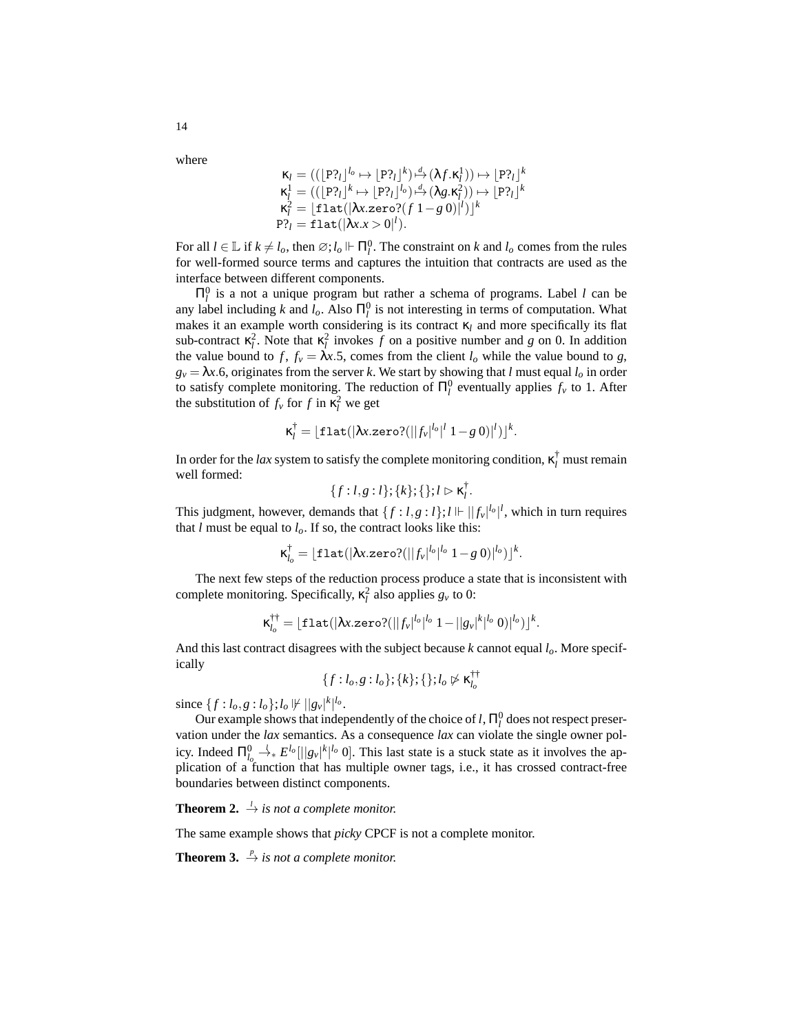where

$$
\begin{aligned}
\kappa_l &= ((\lfloor \mathtt{P?}_l \rfloor^{l_o} \mapsto \lfloor \mathtt{P?}_l \rfloor^{k}) \overset{d}{\mapsto} (\lambda f.\kappa_l^1)) \mapsto \lfloor \mathtt{P?}_l \rfloor^{k} \\
\kappa_l^1 &= ((\lfloor \mathtt{P?}_l \rfloor^{k} \mapsto \lfloor \mathtt{P?}_l \rfloor^{l_o}) \overset{d}{\mapsto} (\lambda g.\kappa_l^2)) \mapsto \lfloor \mathtt{P?}_l \rfloor^{k} \\
\kappa_l^2 &= \lfloor \mathtt{flat}(|\lambda x.\mathtt{zero?}(f\ 1 - g\ 0)|^{l}) \rfloor^{k} \\
\mathtt{P?}_l &= \mathtt{flat}(|\lambda x. x > 0|^{l}).
\end{aligned}
$$

For all $l \in \mathbb{L}$ if $k \neq l_o$, then $\varnothing; l_o \Vdash \sqcap_l^0$. The constraint on $k$ and $l_o$ comes from the rules for well-formed source terms and captures the intuition that contracts are used as the interface between different components.

$\sqcap_l^0$ is a not a unique program but rather a schema of programs. Label $l$ can be any label including $k$ and $l_o$. Also $\sqcap_l^0$ is not interesting in terms of computation. What makes it an example worth considering is its contract $\kappa_l$ and more specifically its flat sub-contract $\kappa_l^2$. Note that $\kappa_l^2$ invokes $f$ on a positive number and $g$ on 0. In addition the value bound to $f$, $f_v = \lambda x.5$, comes from the client $l_o$ while the value bound to $g$, $g_v = \lambda x.6$, originates from the server $k$. We start by showing that $l$ must equal $l_o$ in order to satisfy complete monitoring. The reduction of $\sqcap_l^0$ eventually applies $f_v$ to 1. After the substitution of $f_v$ for $f$ in $\kappa_l^2$ we get

$$\kappa_l^{\dagger} = \lfloor \mathtt{flat}(|\lambda x.\mathtt{zero?}(||f_v|^{l_o}|^{l}\ 1 - g\ 0)|^{l}) \rfloor^{k}.$$

In order for the *lax* system to satisfy the complete monitoring condition, $\kappa_l^{\dagger}$ must remain well formed:

$$\{f : l, g : l\}; \{k\}; \{\}; l \rhd \kappa_l^{\dagger}.$$

This judgment, however, demands that $\{f : l, g : l\}; l \Vdash ||f_v|^{l_o}|^{l}$, which in turn requires that $l$ must be equal to $l_o$. If so, the contract looks like this:

$$\kappa_{l_o}^{\dagger} = \lfloor \mathtt{flat}(|\lambda x.\mathtt{zero?}(||f_v|^{l_o}|^{l_o}\ 1 - g\ 0)|^{l_o}) \rfloor^{k}.$$

The next few steps of the reduction process produce a state that is inconsistent with complete monitoring. Specifically, $\kappa_l^2$ also applies $g_v$ to 0:

$$\kappa_{l_o}^{\dagger\dagger} = \lfloor \mathtt{flat}(|\lambda x.\mathtt{zero?}(||f_v|^{l_o}|^{l_o}\ 1 - ||g_v|^{k}|^{l_o}\ 0)|^{l_o}) \rfloor^{k}.$$

And this last contract disagrees with the subject because $k$ cannot equal $l_o$. More specifically

$$\{f : l_o, g : l_o\}; \{k\}; \{\}; l_o \not\rhd \kappa_{l_o}^{\dagger\dagger}$$

since $\{f : l_o, g : l_o\}; l_o \not\Vdash ||g_v|^{k}|^{l_o}$.

Our example shows that independently of the choice of $l$, $\sqcap_l^0$ does not respect preservation under the *lax* semantics. As a consequence *lax* can violate the single owner policy. Indeed $\sqcap_{l_o}^0 \xrightarrow{l}_* E^{l_o}[||g_v|^{k}|^{l_o}\ 0]$. This last state is a stuck state as it involves the application of a function that has multiple owner tags, i.e., it has crossed contract-free boundaries between distinct components.

**Theorem 2.** $\xrightarrow{l}$ *is not a complete monitor.*

The same example shows that *picky* CPCF is not a complete monitor.

**Theorem 3.** $\xrightarrow{p}$ *is not a complete monitor.*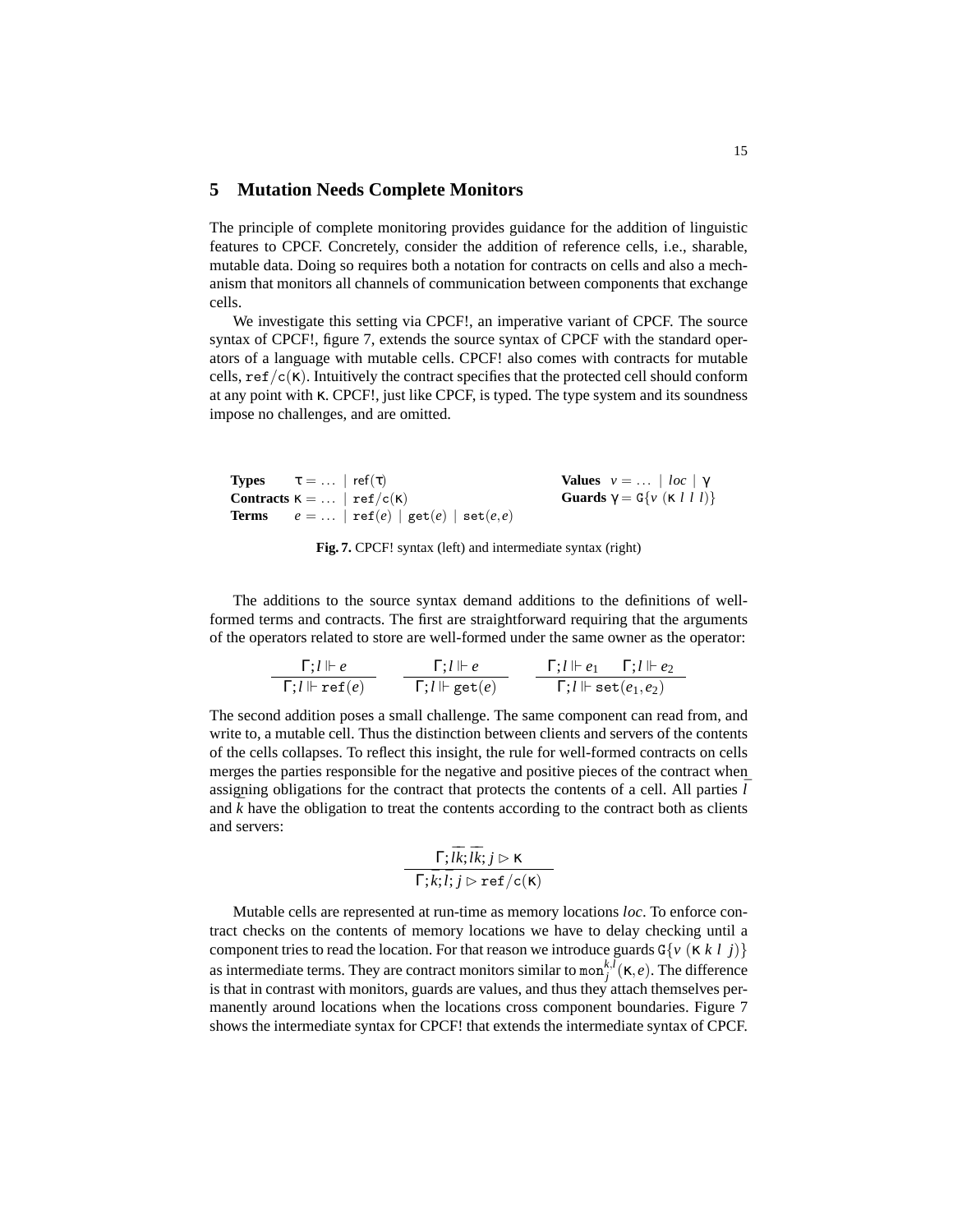## 5 Mutation Needs Complete Monitors

The principle of complete monitoring provides guidance for the addition of linguistic features to CPCF. Concretely, consider the addition of reference cells, i.e., sharable, mutable data. Doing so requires both a notation for contracts on cells and also a mechanism that monitors all channels of communication between components that exchange cells.

We investigate this setting via CPCF!, an imperative variant of CPCF. The source syntax of CPCF!, figure 7, extends the source syntax of CPCF with the standard operators of a language with mutable cells. CPCF! also comes with contracts for mutable cells, $\mathtt{ref/c}(\kappa)$. Intuitively the contract specifies that the protected cell should conform at any point with $\kappa$. CPCF!, just like CPCF, is typed. The type system and its soundness impose no challenges, and are omitted.

| | | | |
|---|---|---|---|
| **Types** | $\tau = \ldots \mid \mathsf{ref}(\tau)$ | **Values** | $v = \ldots \mid loc \mid \gamma$ |
| **Contracts** | $\kappa = \ldots \mid \mathtt{ref/c}(\kappa)$ | **Guards** | $\gamma = \mathtt{G}\{v\ (\kappa\ l\ l\ l)\}$ |
| **Terms** | $e = \ldots \mid \mathtt{ref}(e) \mid \mathtt{get}(e) \mid \mathtt{set}(e,e)$ | | |

**Fig. 7.** CPCF! syntax (left) and intermediate syntax (right)

The additions to the source syntax demand additions to the definitions of well-formed terms and contracts. The first are straightforward requiring that the arguments of the operators related to store are well-formed under the same owner as the operator:

$$\frac{\Gamma; l \Vdash e}{\Gamma; l \Vdash \mathtt{ref}(e)} \qquad \frac{\Gamma; l \Vdash e}{\Gamma; l \Vdash \mathtt{get}(e)} \qquad \frac{\Gamma; l \Vdash e_1 \quad \Gamma; l \Vdash e_2}{\Gamma; l \Vdash \mathtt{set}(e_1, e_2)}$$

The second addition poses a small challenge. The same component can read from, and write to, a mutable cell. Thus the distinction between clients and servers of the contents of the cells collapses. To reflect this insight, the rule for well-formed contracts on cells merges the parties responsible for the negative and positive pieces of the contract when assigning obligations for the contract that protects the contents of a cell. All parties $\bar{l}$ and $\bar{k}$ have the obligation to treat the contents according to the contract both as clients and servers:

$$\frac{\Gamma; \overline{lk}; \overline{lk}; j \rhd \kappa}{\Gamma; \bar{k}; \bar{l}; j \rhd \mathtt{ref/c}(\kappa)}$$

Mutable cells are represented at run-time as memory locations $loc$. To enforce contract checks on the contents of memory locations we have to delay checking until a component tries to read the location. For that reason we introduce guards $\mathtt{G}\{v\ (\kappa\ k\ l\ j)\}$ as intermediate terms. They are contract monitors similar to $\mathtt{mon}_j^{k,l}(\kappa, e)$. The difference is that in contrast with monitors, guards are values, and thus they attach themselves permanently around locations when the locations cross component boundaries. Figure 7 shows the intermediate syntax for CPCF! that extends the intermediate syntax of CPCF.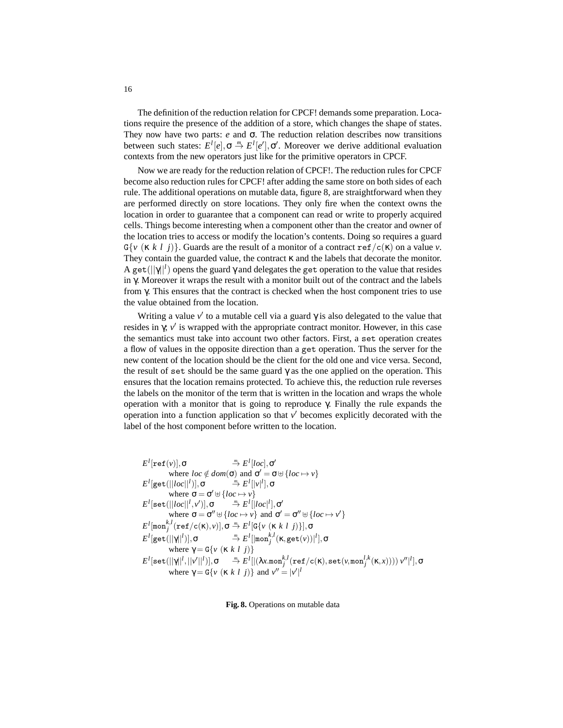The definition of the reduction relation for CPCF! demands some preparation. Locations require the presence of the addition of a store, which changes the shape of states. They now have two parts: $e$ and $\sigma$. The reduction relation describes now transitions between such states: $E^l[e], \sigma \xrightarrow{m} E^l[e'], \sigma'$. Moreover we derive additional evaluation contexts from the new operators just like for the primitive operators in CPCF.

Now we are ready for the reduction relation of CPCF!. The reduction rules for CPCF become also reduction rules for CPCF! after adding the same store on both sides of each rule. The additional operations on mutable data, figure 8, are straightforward when they are performed directly on store locations. They only fire when the context owns the location in order to guarantee that a component can read or write to properly acquired cells. Things become interesting when a component other than the creator and owner of the location tries to access or modify the location's contents. Doing so requires a guard $\mathtt{G}\{v\ (\kappa\ k\ l\ j)\}$. Guards are the result of a monitor of a contract $\mathtt{ref/c}(\kappa)$ on a value $v$. They contain the guarded value, the contract $\kappa$ and the labels that decorate the monitor. A $\mathtt{get}(||\gamma||^l)$ opens the guard $\gamma$ and delegates the $\mathtt{get}$ operation to the value that resides in $\gamma$. Moreover it wraps the result with a monitor built out of the contract and the labels from $\gamma$. This ensures that the contract is checked when the host component tries to use the value obtained from the location.

Writing a value $v'$ to a mutable cell via a guard $\gamma$ is also delegated to the value that resides in $\gamma$; $v'$ is wrapped with the appropriate contract monitor. However, in this case the semantics must take into account two other factors. First, a $\mathtt{set}$ operation creates a flow of values in the opposite direction than a $\mathtt{get}$ operation. Thus the server for the new content of the location should be the client for the old one and vice versa. Second, the result of $\mathtt{set}$ should be the same guard $\gamma$ as the one applied on the operation. This ensures that the location remains protected. To achieve this, the reduction rule reverses the labels on the monitor of the term that is written in the location and wraps the whole operation with a monitor that is going to reproduce $\gamma$. Finally the rule expands the operation into a function application so that $v'$ becomes explicitly decorated with the label of the host component before written to the location.

$$
\begin{array}{ll}
E^l[\mathtt{ref}(v)], \sigma & \xrightarrow{m} E^l[loc], \sigma' \\
\quad \text{where } loc \notin dom(\sigma) \text{ and } \sigma' = \sigma \uplus \{loc \mapsto v\} & \\
E^l[\mathtt{get}(||loc||^l)], \sigma & \xrightarrow{m} E^l[|v|^l], \sigma \\
\quad \text{where } \sigma = \sigma' \uplus \{loc \mapsto v\} & \\
E^l[\mathtt{set}(||loc||^l, v')], \sigma & \xrightarrow{m} E^l[|loc|^l], \sigma' \\
\quad \text{where } \sigma = \sigma'' \uplus \{loc \mapsto v\} \text{ and } \sigma' = \sigma'' \uplus \{loc \mapsto v'\} & \\
E^l[\mathtt{mon}_j^{k,l}(\mathtt{ref/c}(\kappa), v)], \sigma & \xrightarrow{m} E^l[\mathtt{G}\{v\ (\kappa\ k\ l\ j)\}], \sigma \\
E^l[\mathtt{get}(||\gamma||^l)], \sigma & \xrightarrow{m} E^l[|\mathtt{mon}_j^{k,l}(\kappa, \mathtt{get}(v))|^l], \sigma \\
\quad \text{where } \gamma = \mathtt{G}\{v\ (\kappa\ k\ l\ j)\} & \\
E^l[\mathtt{set}(||\gamma||^l, ||v'||^l)], \sigma & \xrightarrow{m} E^l[|(\lambda x.\mathtt{mon}_j^{k,l}(\mathtt{ref/c}(\kappa), \mathtt{set}(v, \mathtt{mon}_j^{l,k}(\kappa, x))))\ v''|^l], \sigma \\
\quad \text{where } \gamma = \mathtt{G}\{v\ (\kappa\ k\ l\ j)\} \text{ and } v'' = |v'|^l &
\end{array}
$$

**Fig. 8.** Operations on mutable data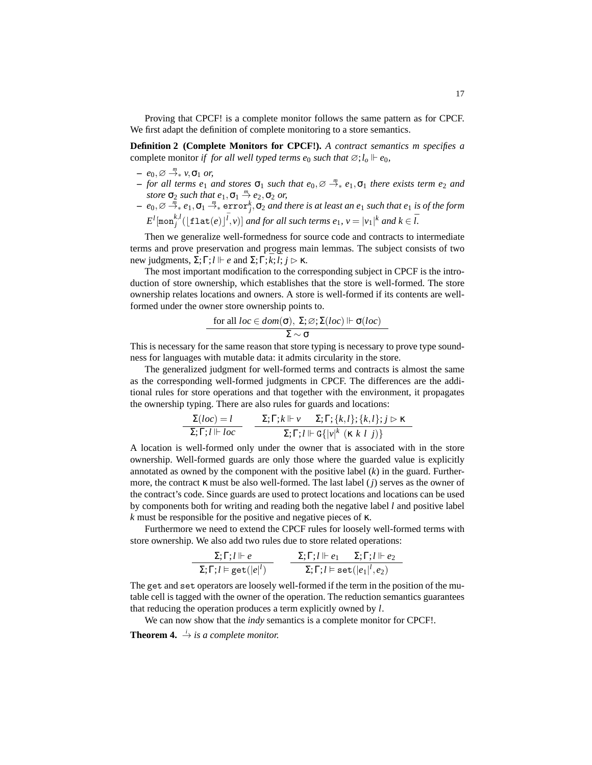Proving that CPCF! is a complete monitor follows the same pattern as for CPCF. We first adapt the definition of complete monitoring to a store semantics.

**Definition 2 (Complete Monitors for CPCF!).** *A contract semantics m specifies a* complete monitor *if for all well typed terms $e_0$ such that $\varnothing; l_o \Vdash e_0$,*

- $e_0, \varnothing \xrightarrow{m}_* v, \sigma_1$ *or,*
- *for all terms $e_1$ and stores $\sigma_1$ such that $e_0, \varnothing \xrightarrow{m}_* e_1, \sigma_1$ there exists term $e_2$ and store $\sigma_2$ such that $e_1, \sigma_1 \xrightarrow{m} e_2, \sigma_2$ or,*
- $e_0, \varnothing \xrightarrow{m}_* e_1, \sigma_1 \xrightarrow{m}_* \mathtt{error}^k_j, \sigma_2$ *and there is at least an $e_1$ such that $e_1$ is of the form $E^l[\mathtt{mon}^{k,l}_j(\lfloor \mathtt{flat}(e) \rfloor^{\bar{l}}, v)]$ and for all such terms $e_1$, $v = |v_1|^k$ and $k \in \bar{l}$.*

Then we generalize well-formedness for source code and contracts to intermediate terms and prove preservation and progress main lemmas. The subject consists of two new judgments, $\Sigma; \Gamma; l \Vdash e$ and $\Sigma; \Gamma; \bar{k}; \bar{l}; j \rhd \kappa$.

The most important modification to the corresponding subject in CPCF is the introduction of store ownership, which establishes that the store is well-formed. The store ownership relates locations and owners. A store is well-formed if its contents are well-formed under the owner store ownership points to.

$$\frac{\text{for all } loc \in dom(\sigma),\ \Sigma; \varnothing; \Sigma(loc) \Vdash \sigma(loc)}{\Sigma \sim \sigma}$$

This is necessary for the same reason that store typing is necessary to prove type soundness for languages with mutable data: it admits circularity in the store.

The generalized judgment for well-formed terms and contracts is almost the same as the corresponding well-formed judgments in CPCF. The differences are the additional rules for store operations and that together with the environment, it propagates the ownership typing. There are also rules for guards and locations:

$$\frac{\Sigma(loc) = l}{\Sigma; \Gamma; l \Vdash loc} \qquad \frac{\Sigma; \Gamma; k \Vdash v \qquad \Sigma; \Gamma; \{k,l\}; \{k,l\}; j \rhd \kappa}{\Sigma; \Gamma; l \Vdash \mathtt{G}\{|v|^k\ (\kappa\ k\ l\ j)\}}$$

A location is well-formed only under the owner that is associated with in the store ownership. Well-formed guards are only those where the guarded value is explicitly annotated as owned by the component with the positive label ($k$) in the guard. Furthermore, the contract $\kappa$ must be also well-formed. The last label ($j$) serves as the owner of the contract's code. Since guards are used to protect locations and locations can be used by components both for writing and reading both the negative label $l$ and positive label $k$ must be responsible for the positive and negative pieces of $\kappa$.

Furthermore we need to extend the CPCF rules for loosely well-formed terms with store ownership. We also add two rules due to store related operations:

$$\frac{\Sigma; \Gamma; l \Vdash e}{\Sigma; \Gamma; l \vDash \mathtt{get}(|e|^l)} \qquad \frac{\Sigma; \Gamma; l \Vdash e_1 \qquad \Sigma; \Gamma; l \Vdash e_2}{\Sigma; \Gamma; l \vDash \mathtt{set}(|e_1|^l, e_2)}$$

The get and set operators are loosely well-formed if the term in the position of the mutable cell is tagged with the owner of the operation. The reduction semantics guarantees that reducing the operation produces a term explicitly owned by $l$.

We can now show that the *indy* semantics is a complete monitor for CPCF!.

**Theorem 4.** $\xrightarrow{i}$ *is a complete monitor.*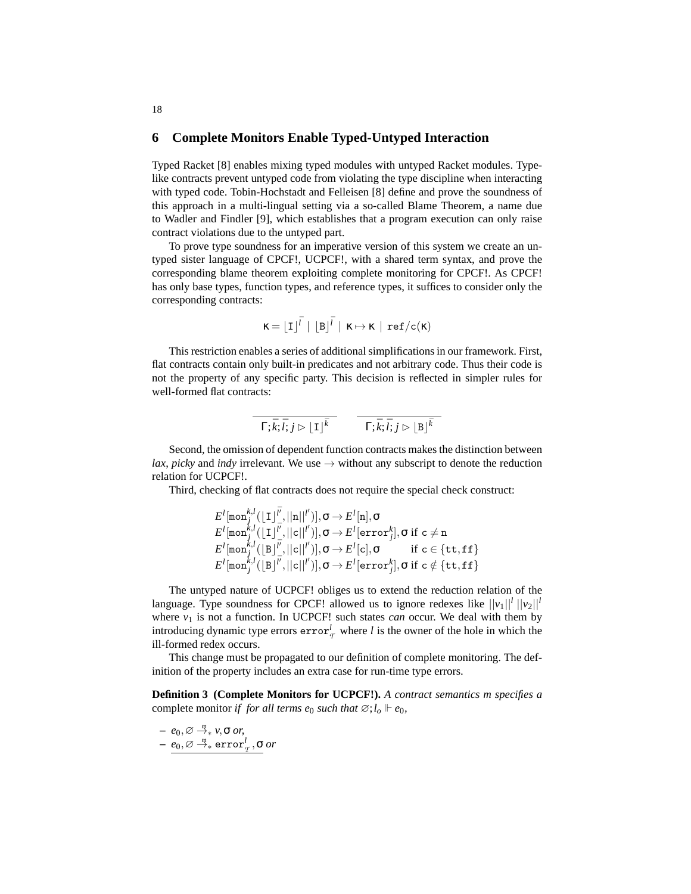## 6 Complete Monitors Enable Typed-Untyped Interaction

Typed Racket [8] enables mixing typed modules with untyped Racket modules. Type-like contracts prevent untyped code from violating the type discipline when interacting with typed code. Tobin-Hochstadt and Felleisen [8] define and prove the soundness of this approach in a multi-lingual setting via a so-called Blame Theorem, a name due to Wadler and Findler [9], which establishes that a program execution can only raise contract violations due to the untyped part.

To prove type soundness for an imperative version of this system we create an untyped sister language of CPCF!, UCPCF!, with a shared term syntax, and prove the corresponding blame theorem exploiting complete monitoring for CPCF!. As CPCF! has only base types, function types, and reference types, it suffices to consider only the corresponding contracts:

$$\kappa = \lfloor \mathtt{I} \rfloor^{\bar{l}} \mid \lfloor \mathtt{B} \rfloor^{\bar{l}} \mid \kappa \mapsto \kappa \mid \mathtt{ref/c}(\kappa)$$

This restriction enables a series of additional simplifications in our framework. First, flat contracts contain only built-in predicates and not arbitrary code. Thus their code is not the property of any specific party. This decision is reflected in simpler rules for well-formed flat contracts:

$$\frac{}{\Gamma; \bar{k}; \bar{l}; j \rhd \lfloor \mathtt{I} \rfloor^{\bar{k}}} \qquad \frac{}{\Gamma; \bar{k}; \bar{l}; j \rhd \lfloor \mathtt{B} \rfloor^{\bar{k}}}$$

Second, the omission of dependent function contracts makes the distinction between *lax*, *picky* and *indy* irrelevant. We use $\rightarrow$ without any subscript to denote the reduction relation for UCPCF!.

Third, checking of flat contracts does not require the special check construct:

$$\begin{array}{l}
E^l[\mathtt{mon}_j^{k,l}(\lfloor \mathtt{I} \rfloor_{-}^{\bar{l'}}, ||\mathtt{n}||^{l'})], \sigma \rightarrow E^l[\mathtt{n}], \sigma \\
E^l[\mathtt{mon}_j^{k,l}(\lfloor \mathtt{I} \rfloor_{-}^{\bar{l'}}, ||\mathtt{c}||^{l'})], \sigma \rightarrow E^l[\mathtt{error}_j^k], \sigma \text{ if } \mathtt{c} \neq \mathtt{n} \\
E^l[\mathtt{mon}_j^{k,l}(\lfloor \mathtt{B} \rfloor_{-}^{\bar{l'}}, ||\mathtt{c}||^{l'})], \sigma \rightarrow E^l[\mathtt{c}], \sigma \qquad \text{if } \mathtt{c} \in \{\mathtt{tt}, \mathtt{ff}\} \\
E^l[\mathtt{mon}_j^{k,l}(\lfloor \mathtt{B} \rfloor_{-}^{\bar{l'}}, ||\mathtt{c}||^{l'})], \sigma \rightarrow E^l[\mathtt{error}_j^k], \sigma \text{ if } \mathtt{c} \notin \{\mathtt{tt}, \mathtt{ff}\}
\end{array}$$

The untyped nature of UCPCF! obliges us to extend the reduction relation of the language. Type soundness for CPCF! allowed us to ignore redexes like $||v_1||^l\ ||v_2||^l$ where $v_1$ is not a function. In UCPCF! such states *can* occur. We deal with them by introducing dynamic type errors $\mathtt{error}_{\mathcal{T}}^l$ where $l$ is the owner of the hole in which the ill-formed redex occurs.

This change must be propagated to our definition of complete monitoring. The definition of the property includes an extra case for run-time type errors.

**Definition 3 (Complete Monitors for UCPCF!).** *A contract semantics $m$ specifies a* complete monitor *if for all terms $e_0$ such that $\varnothing; l_o \Vdash e_0$,*

- $e_0, \varnothing \xrightarrow{m}_* v, \sigma$ *or,*
- $\underline{e_0, \varnothing \xrightarrow{m}_* \mathtt{error}_{\mathcal{T}}^l, \sigma}$ *or*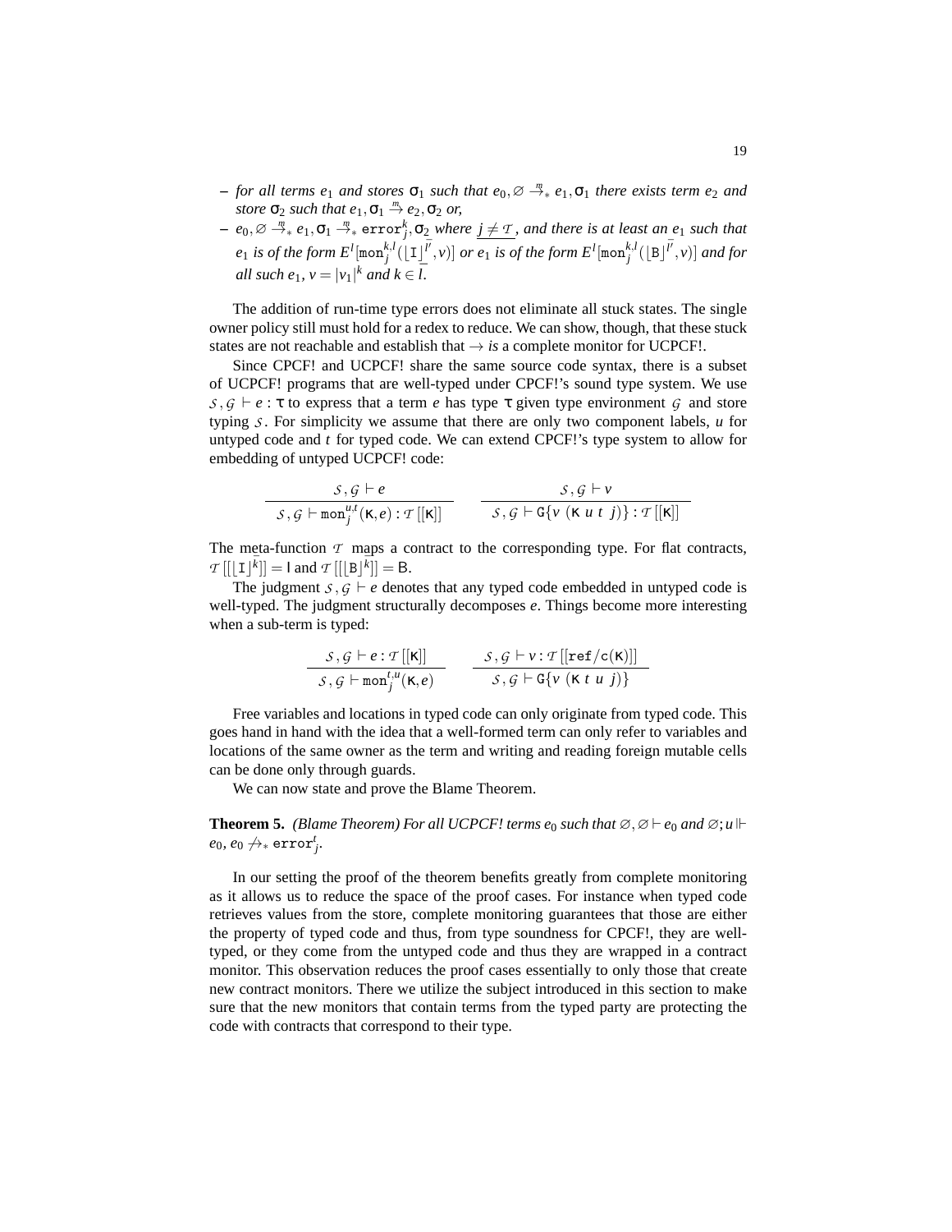– *for all terms $e_1$ and stores $\sigma_1$ such that $e_0, \varnothing \xrightarrow{m}_* e_1, \sigma_1$ there exists term $e_2$ and store $\sigma_2$ such that $e_1, \sigma_1 \xrightarrow{m} e_2, \sigma_2$ or,*
– *$e_0, \varnothing \xrightarrow{m}_* e_1, \sigma_1 \xrightarrow{m}_* \mathtt{error}^k_j, \sigma_2$ where $\underline{j \neq \mathcal{T}}$, and there is at least an $e_1$ such that $e_1$ is of the form $E^l[\mathtt{mon}^{k,l}_j(\lfloor \mathtt{I} \rfloor^{\bar{l'}}, v)]$ or $e_1$ is of the form $E^l[\mathtt{mon}^{k,l}_j(\lfloor \mathtt{B} \rfloor^{\bar{l'}}, v)]$ and for all such $e_1$, $v = |v_1|^k$ and $k \in \bar{l}$.*

The addition of run-time type errors does not eliminate all stuck states. The single owner policy still must hold for a redex to reduce. We can show, though, that these stuck states are not reachable and establish that $\rightarrow$ *is* a complete monitor for UCPCF!.

Since CPCF! and UCPCF! share the same source code syntax, there is a subset of UCPCF! programs that are well-typed under CPCF!'s sound type system. We use $\mathcal{S}, \mathcal{G} \vdash e : \tau$ to express that a term $e$ has type $\tau$ given type environment $\mathcal{G}$ and store typing $\mathcal{S}$. For simplicity we assume that there are only two component labels, $u$ for untyped code and $t$ for typed code. We can extend CPCF!'s type system to allow for embedding of untyped UCPCF! code:

$$\frac{\mathcal{S}, \mathcal{G} \vdash e}{\mathcal{S}, \mathcal{G} \vdash \mathtt{mon}^{u,t}_j(\kappa, e) : \mathcal{T}[[\kappa]]} \qquad \frac{\mathcal{S}, \mathcal{G} \vdash v}{\mathcal{S}, \mathcal{G} \vdash \mathtt{G}\{v\ (\kappa\ u\ t\ j)\} : \mathcal{T}[[\kappa]]}$$

The meta-function $\mathcal{T}$ maps a contract to the corresponding type. For flat contracts, $\mathcal{T}[[\lfloor \mathtt{I} \rfloor^{\bar{k}}]] = \mathsf{I}$ and $\mathcal{T}[[\lfloor \mathtt{B} \rfloor^{\bar{k}}]] = \mathsf{B}$.

The judgment $\mathcal{S}, \mathcal{G} \vdash e$ denotes that any typed code embedded in untyped code is well-typed. The judgment structurally decomposes $e$. Things become more interesting when a sub-term is typed:

$$\frac{\mathcal{S}, \mathcal{G} \vdash e : \mathcal{T}[[\kappa]]}{\mathcal{S}, \mathcal{G} \vdash \mathtt{mon}^{t,u}_j(\kappa, e)} \qquad \frac{\mathcal{S}, \mathcal{G} \vdash v : \mathcal{T}[[\mathtt{ref/c}(\kappa)]]}{\mathcal{S}, \mathcal{G} \vdash \mathtt{G}\{v\ (\kappa\ t\ u\ j)\}}$$

Free variables and locations in typed code can only originate from typed code. This goes hand in hand with the idea that a well-formed term can only refer to variables and locations of the same owner as the term and writing and reading foreign mutable cells can be done only through guards.

We can now state and prove the Blame Theorem.

**Theorem 5.** *(Blame Theorem) For all UCPCF! terms $e_0$ such that $\varnothing, \varnothing \vdash e_0$ and $\varnothing; u \Vdash e_0$, $e_0 \not\rightarrow_* \mathtt{error}^t_j$.*

In our setting the proof of the theorem benefits greatly from complete monitoring as it allows us to reduce the space of the proof cases. For instance when typed code retrieves values from the store, complete monitoring guarantees that those are either the property of typed code and thus, from type soundness for CPCF!, they are well-typed, or they come from the untyped code and thus they are wrapped in a contract monitor. This observation reduces the proof cases essentially to only those that create new contract monitors. There we utilize the subject introduced in this section to make sure that the new monitors that contain terms from the typed party are protecting the code with contracts that correspond to their type.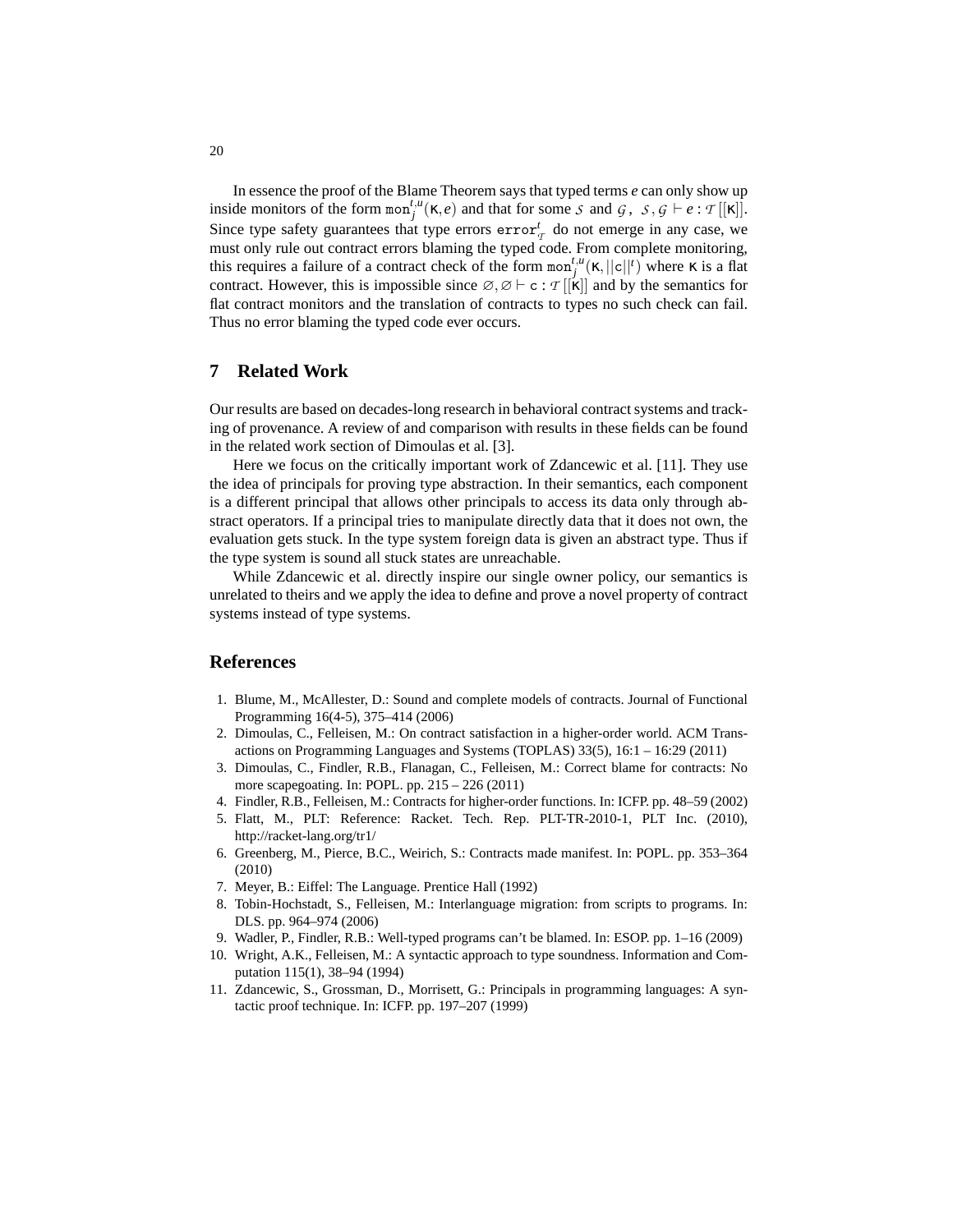In essence the proof of the Blame Theorem says that typed terms $e$ can only show up inside monitors of the form $\mathtt{mon}^{t,u}_{j}(\kappa, e)$ and that for some $\mathcal{S}$ and $\mathcal{G}$, $\mathcal{S}, \mathcal{G} \vdash e : \mathcal{T}[[\kappa]]$. Since type safety guarantees that type errors $\mathtt{error}^{t}_{\mathcal{T}}$ do not emerge in any case, we must only rule out contract errors blaming the typed code. From complete monitoring, this requires a failure of a contract check of the form $\mathtt{mon}^{t,u}_{j}(\kappa, ||\mathtt{c}||^{t})$ where $\kappa$ is a flat contract. However, this is impossible since $\varnothing, \varnothing \vdash \mathtt{c} : \mathcal{T}[[\kappa]]$ and by the semantics for flat contract monitors and the translation of contracts to types no such check can fail. Thus no error blaming the typed code ever occurs.

## 7 Related Work

Our results are based on decades-long research in behavioral contract systems and tracking of provenance. A review of and comparison with results in these fields can be found in the related work section of Dimoulas et al. [3].

Here we focus on the critically important work of Zdancewic et al. [11]. They use the idea of principals for proving type abstraction. In their semantics, each component is a different principal that allows other principals to access its data only through abstract operators. If a principal tries to manipulate directly data that it does not own, the evaluation gets stuck. In the type system foreign data is given an abstract type. Thus if the type system is sound all stuck states are unreachable.

While Zdancewic et al. directly inspire our single owner policy, our semantics is unrelated to theirs and we apply the idea to define and prove a novel property of contract systems instead of type systems.

## References

1. Blume, M., McAllester, D.: Sound and complete models of contracts. Journal of Functional Programming 16(4-5), 375–414 (2006)
2. Dimoulas, C., Felleisen, M.: On contract satisfaction in a higher-order world. ACM Transactions on Programming Languages and Systems (TOPLAS) 33(5), 16:1 – 16:29 (2011)
3. Dimoulas, C., Findler, R.B., Flanagan, C., Felleisen, M.: Correct blame for contracts: No more scapegoating. In: POPL. pp. 215 – 226 (2011)
4. Findler, R.B., Felleisen, M.: Contracts for higher-order functions. In: ICFP. pp. 48–59 (2002)
5. Flatt, M., PLT: Reference: Racket. Tech. Rep. PLT-TR-2010-1, PLT Inc. (2010), http://racket-lang.org/tr1/
6. Greenberg, M., Pierce, B.C., Weirich, S.: Contracts made manifest. In: POPL. pp. 353–364 (2010)
7. Meyer, B.: Eiffel: The Language. Prentice Hall (1992)
8. Tobin-Hochstadt, S., Felleisen, M.: Interlanguage migration: from scripts to programs. In: DLS. pp. 964–974 (2006)
9. Wadler, P., Findler, R.B.: Well-typed programs can't be blamed. In: ESOP. pp. 1–16 (2009)
10. Wright, A.K., Felleisen, M.: A syntactic approach to type soundness. Information and Computation 115(1), 38–94 (1994)
11. Zdancewic, S., Grossman, D., Morrisett, G.: Principals in programming languages: A syntactic proof technique. In: ICFP. pp. 197–207 (1999)